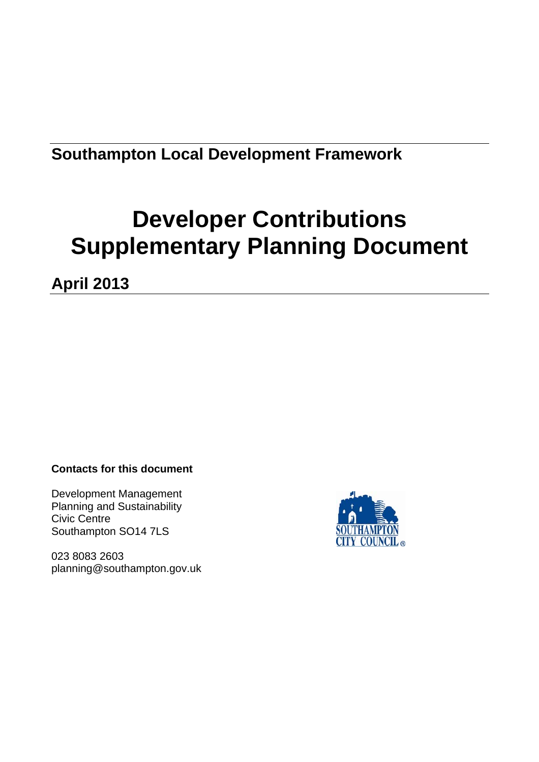## Southampton Local Development Framework

# Developer Contributions Supplementary Planning Document

## April 2013

**Contacts for this document**

Development Management
Planning and Sustainability
Civic Centre
Southampton SO14 7LS

023 8083 2603
planning@southampton.gov.uk

SOUTHAMPTON CITY COUNCIL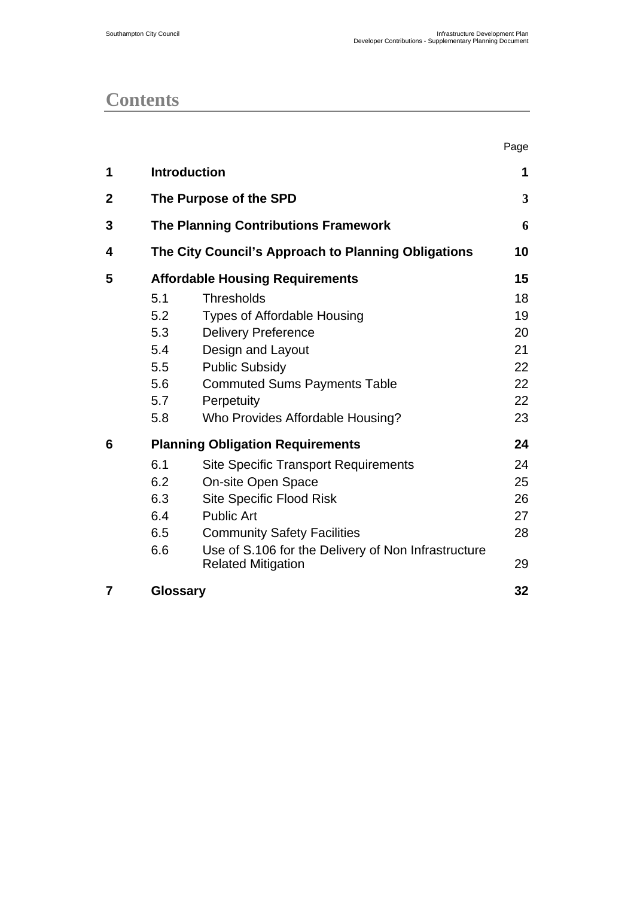# Contents

| | | | Page |
|---|---|---|---|
| **1** | **Introduction** | | **1** |
| **2** | **The Purpose of the SPD** | | **3** |
| **3** | **The Planning Contributions Framework** | | **6** |
| **4** | **The City Council's Approach to Planning Obligations** | | **10** |
| **5** | **Affordable Housing Requirements** | | **15** |
| | 5.1 | Thresholds | 18 |
| | 5.2 | Types of Affordable Housing | 19 |
| | 5.3 | Delivery Preference | 20 |
| | 5.4 | Design and Layout | 21 |
| | 5.5 | Public Subsidy | 22 |
| | 5.6 | Commuted Sums Payments Table | 22 |
| | 5.7 | Perpetuity | 22 |
| | 5.8 | Who Provides Affordable Housing? | 23 |
| **6** | **Planning Obligation Requirements** | | **24** |
| | 6.1 | Site Specific Transport Requirements | 24 |
| | 6.2 | On-site Open Space | 25 |
| | 6.3 | Site Specific Flood Risk | 26 |
| | 6.4 | Public Art | 27 |
| | 6.5 | Community Safety Facilities | 28 |
| | 6.6 | Use of S.106 for the Delivery of Non Infrastructure Related Mitigation | 29 |
| **7** | **Glossary** | | **32** |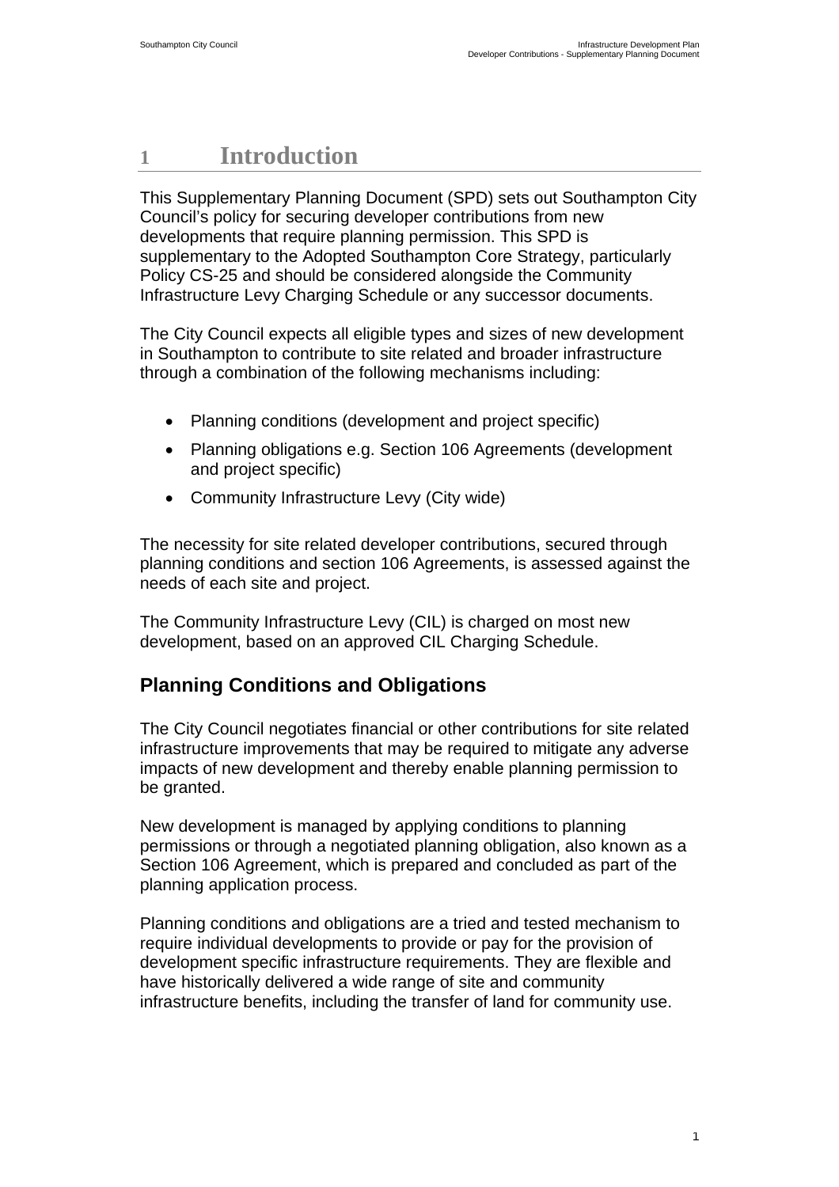# 1 Introduction

This Supplementary Planning Document (SPD) sets out Southampton City Council's policy for securing developer contributions from new developments that require planning permission. This SPD is supplementary to the Adopted Southampton Core Strategy, particularly Policy CS-25 and should be considered alongside the Community Infrastructure Levy Charging Schedule or any successor documents.

The City Council expects all eligible types and sizes of new development in Southampton to contribute to site related and broader infrastructure through a combination of the following mechanisms including:

- Planning conditions (development and project specific)
- Planning obligations e.g. Section 106 Agreements (development and project specific)
- Community Infrastructure Levy (City wide)

The necessity for site related developer contributions, secured through planning conditions and section 106 Agreements, is assessed against the needs of each site and project.

The Community Infrastructure Levy (CIL) is charged on most new development, based on an approved CIL Charging Schedule.

## Planning Conditions and Obligations

The City Council negotiates financial or other contributions for site related infrastructure improvements that may be required to mitigate any adverse impacts of new development and thereby enable planning permission to be granted.

New development is managed by applying conditions to planning permissions or through a negotiated planning obligation, also known as a Section 106 Agreement, which is prepared and concluded as part of the planning application process.

Planning conditions and obligations are a tried and tested mechanism to require individual developments to provide or pay for the provision of development specific infrastructure requirements. They are flexible and have historically delivered a wide range of site and community infrastructure benefits, including the transfer of land for community use.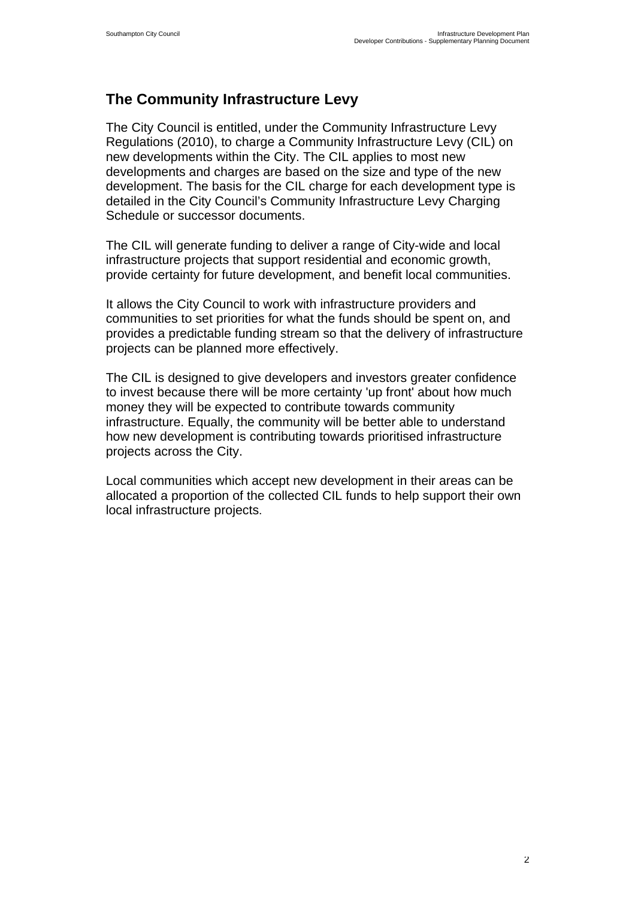## The Community Infrastructure Levy

The City Council is entitled, under the Community Infrastructure Levy Regulations (2010), to charge a Community Infrastructure Levy (CIL) on new developments within the City. The CIL applies to most new developments and charges are based on the size and type of the new development. The basis for the CIL charge for each development type is detailed in the City Council's Community Infrastructure Levy Charging Schedule or successor documents.

The CIL will generate funding to deliver a range of City-wide and local infrastructure projects that support residential and economic growth, provide certainty for future development, and benefit local communities.

It allows the City Council to work with infrastructure providers and communities to set priorities for what the funds should be spent on, and provides a predictable funding stream so that the delivery of infrastructure projects can be planned more effectively.

The CIL is designed to give developers and investors greater confidence to invest because there will be more certainty 'up front' about how much money they will be expected to contribute towards community infrastructure. Equally, the community will be better able to understand how new development is contributing towards prioritised infrastructure projects across the City.

Local communities which accept new development in their areas can be allocated a proportion of the collected CIL funds to help support their own local infrastructure projects.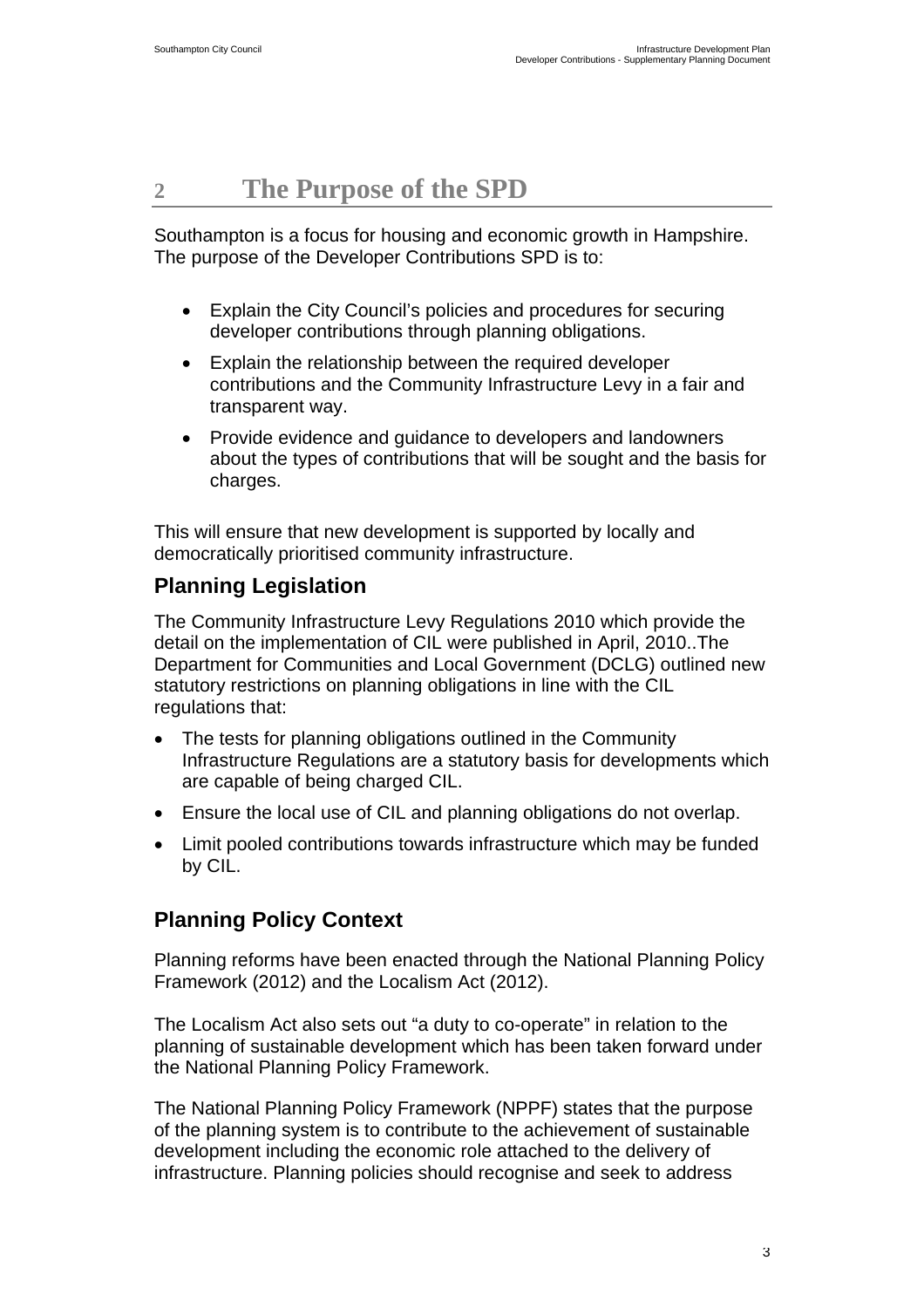## 2 The Purpose of the SPD

Southampton is a focus for housing and economic growth in Hampshire. The purpose of the Developer Contributions SPD is to:

- Explain the City Council's policies and procedures for securing developer contributions through planning obligations.
- Explain the relationship between the required developer contributions and the Community Infrastructure Levy in a fair and transparent way.
- Provide evidence and guidance to developers and landowners about the types of contributions that will be sought and the basis for charges.

This will ensure that new development is supported by locally and democratically prioritised community infrastructure.

### Planning Legislation

The Community Infrastructure Levy Regulations 2010 which provide the detail on the implementation of CIL were published in April, 2010..The Department for Communities and Local Government (DCLG) outlined new statutory restrictions on planning obligations in line with the CIL regulations that:

- The tests for planning obligations outlined in the Community Infrastructure Regulations are a statutory basis for developments which are capable of being charged CIL.
- Ensure the local use of CIL and planning obligations do not overlap.
- Limit pooled contributions towards infrastructure which may be funded by CIL.

### Planning Policy Context

Planning reforms have been enacted through the National Planning Policy Framework (2012) and the Localism Act (2012).

The Localism Act also sets out "a duty to co-operate" in relation to the planning of sustainable development which has been taken forward under the National Planning Policy Framework.

The National Planning Policy Framework (NPPF) states that the purpose of the planning system is to contribute to the achievement of sustainable development including the economic role attached to the delivery of infrastructure. Planning policies should recognise and seek to address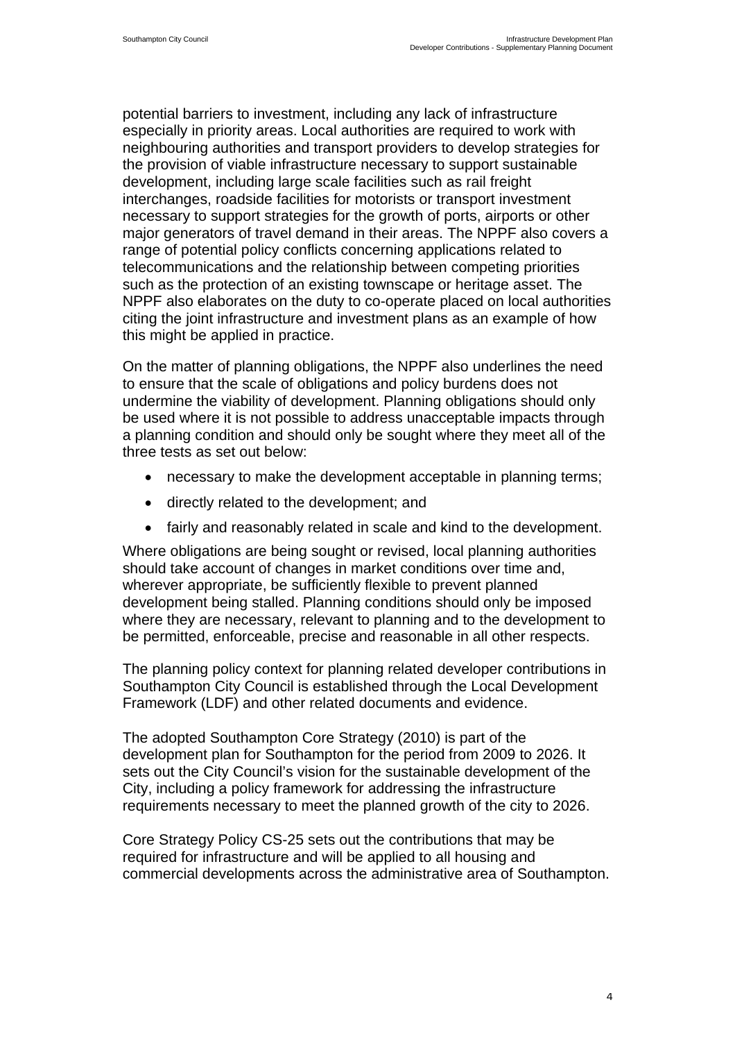potential barriers to investment, including any lack of infrastructure especially in priority areas. Local authorities are required to work with neighbouring authorities and transport providers to develop strategies for the provision of viable infrastructure necessary to support sustainable development, including large scale facilities such as rail freight interchanges, roadside facilities for motorists or transport investment necessary to support strategies for the growth of ports, airports or other major generators of travel demand in their areas. The NPPF also covers a range of potential policy conflicts concerning applications related to telecommunications and the relationship between competing priorities such as the protection of an existing townscape or heritage asset. The NPPF also elaborates on the duty to co-operate placed on local authorities citing the joint infrastructure and investment plans as an example of how this might be applied in practice.

On the matter of planning obligations, the NPPF also underlines the need to ensure that the scale of obligations and policy burdens does not undermine the viability of development. Planning obligations should only be used where it is not possible to address unacceptable impacts through a planning condition and should only be sought where they meet all of the three tests as set out below:

- necessary to make the development acceptable in planning terms;
- directly related to the development; and
- fairly and reasonably related in scale and kind to the development.

Where obligations are being sought or revised, local planning authorities should take account of changes in market conditions over time and, wherever appropriate, be sufficiently flexible to prevent planned development being stalled. Planning conditions should only be imposed where they are necessary, relevant to planning and to the development to be permitted, enforceable, precise and reasonable in all other respects.

The planning policy context for planning related developer contributions in Southampton City Council is established through the Local Development Framework (LDF) and other related documents and evidence.

The adopted Southampton Core Strategy (2010) is part of the development plan for Southampton for the period from 2009 to 2026. It sets out the City Council's vision for the sustainable development of the City, including a policy framework for addressing the infrastructure requirements necessary to meet the planned growth of the city to 2026.

Core Strategy Policy CS-25 sets out the contributions that may be required for infrastructure and will be applied to all housing and commercial developments across the administrative area of Southampton.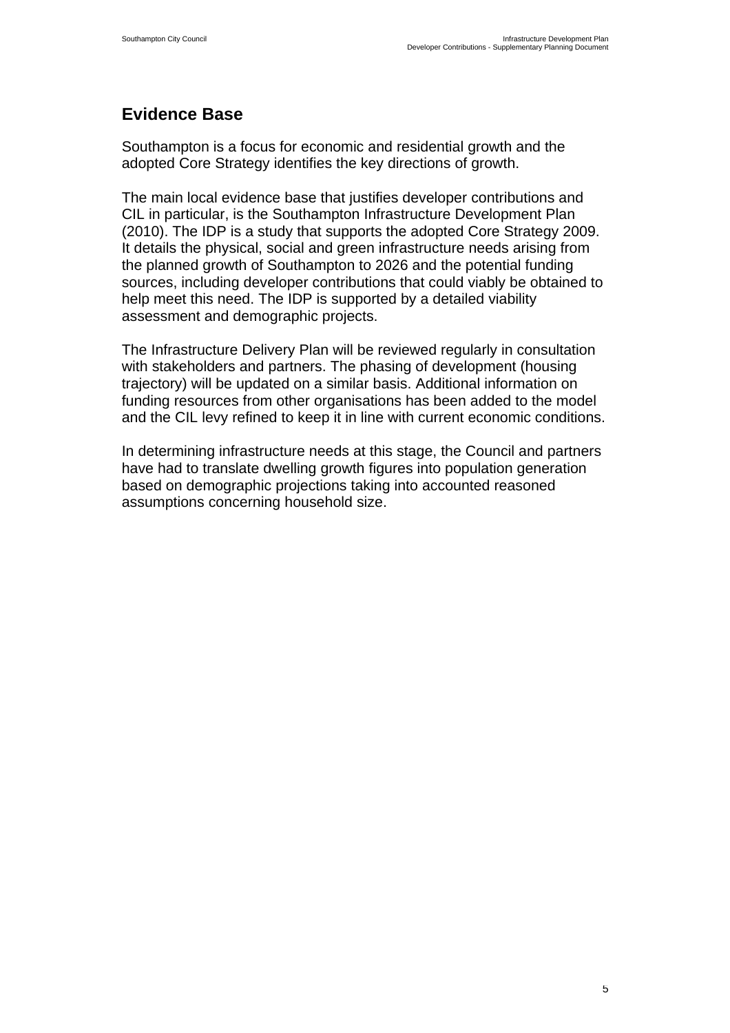## Evidence Base

Southampton is a focus for economic and residential growth and the adopted Core Strategy identifies the key directions of growth.

The main local evidence base that justifies developer contributions and CIL in particular, is the Southampton Infrastructure Development Plan (2010). The IDP is a study that supports the adopted Core Strategy 2009. It details the physical, social and green infrastructure needs arising from the planned growth of Southampton to 2026 and the potential funding sources, including developer contributions that could viably be obtained to help meet this need. The IDP is supported by a detailed viability assessment and demographic projects.

The Infrastructure Delivery Plan will be reviewed regularly in consultation with stakeholders and partners. The phasing of development (housing trajectory) will be updated on a similar basis. Additional information on funding resources from other organisations has been added to the model and the CIL levy refined to keep it in line with current economic conditions.

In determining infrastructure needs at this stage, the Council and partners have had to translate dwelling growth figures into population generation based on demographic projections taking into accounted reasoned assumptions concerning household size.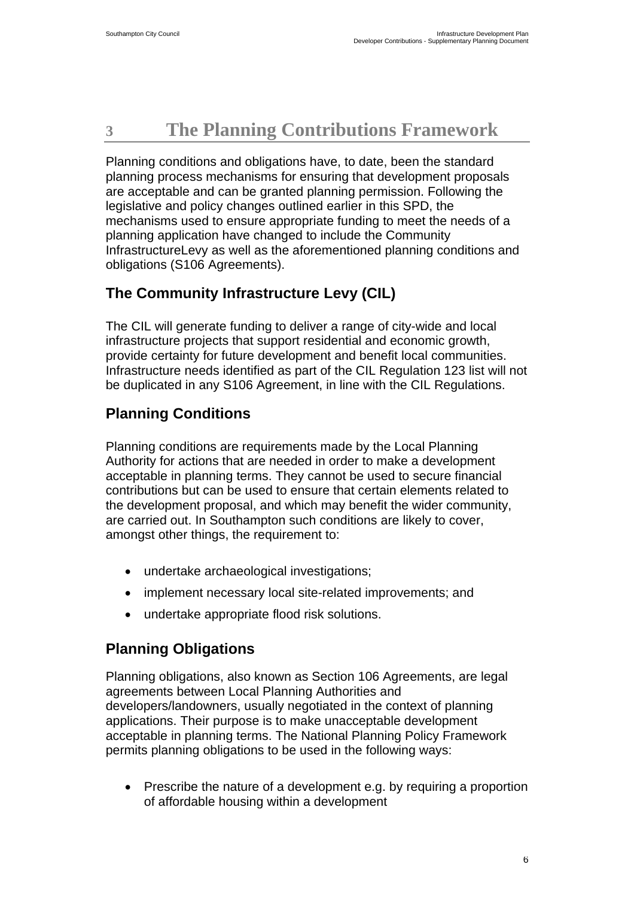# 3 The Planning Contributions Framework

Planning conditions and obligations have, to date, been the standard planning process mechanisms for ensuring that development proposals are acceptable and can be granted planning permission. Following the legislative and policy changes outlined earlier in this SPD, the mechanisms used to ensure appropriate funding to meet the needs of a planning application have changed to include the Community InfrastructureLevy as well as the aforementioned planning conditions and obligations (S106 Agreements).

## The Community Infrastructure Levy (CIL)

The CIL will generate funding to deliver a range of city-wide and local infrastructure projects that support residential and economic growth, provide certainty for future development and benefit local communities. Infrastructure needs identified as part of the CIL Regulation 123 list will not be duplicated in any S106 Agreement, in line with the CIL Regulations.

## Planning Conditions

Planning conditions are requirements made by the Local Planning Authority for actions that are needed in order to make a development acceptable in planning terms. They cannot be used to secure financial contributions but can be used to ensure that certain elements related to the development proposal, and which may benefit the wider community, are carried out. In Southampton such conditions are likely to cover, amongst other things, the requirement to:

- undertake archaeological investigations;
- implement necessary local site-related improvements; and
- undertake appropriate flood risk solutions.

## Planning Obligations

Planning obligations, also known as Section 106 Agreements, are legal agreements between Local Planning Authorities and developers/landowners, usually negotiated in the context of planning applications. Their purpose is to make unacceptable development acceptable in planning terms. The National Planning Policy Framework permits planning obligations to be used in the following ways:

- Prescribe the nature of a development e.g. by requiring a proportion of affordable housing within a development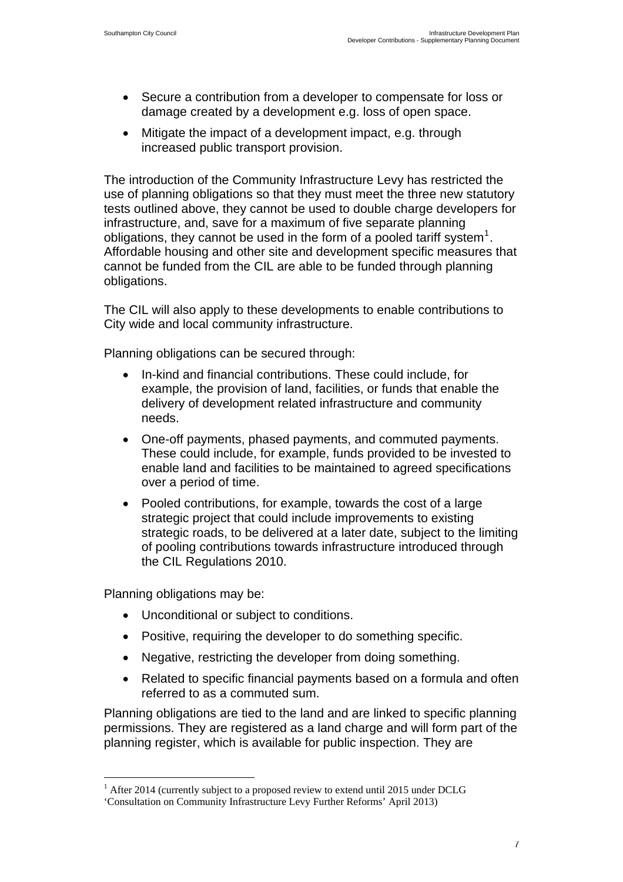- Secure a contribution from a developer to compensate for loss or damage created by a development e.g. loss of open space.
- Mitigate the impact of a development impact, e.g. through increased public transport provision.

The introduction of the Community Infrastructure Levy has restricted the use of planning obligations so that they must meet the three new statutory tests outlined above, they cannot be used to double charge developers for infrastructure, and, save for a maximum of five separate planning obligations, they cannot be used in the form of a pooled tariff system[1]. Affordable housing and other site and development specific measures that cannot be funded from the CIL are able to be funded through planning obligations.

The CIL will also apply to these developments to enable contributions to City wide and local community infrastructure.

Planning obligations can be secured through:

- In-kind and financial contributions. These could include, for example, the provision of land, facilities, or funds that enable the delivery of development related infrastructure and community needs.
- One-off payments, phased payments, and commuted payments. These could include, for example, funds provided to be invested to enable land and facilities to be maintained to agreed specifications over a period of time.
- Pooled contributions, for example, towards the cost of a large strategic project that could include improvements to existing strategic roads, to be delivered at a later date, subject to the limiting of pooling contributions towards infrastructure introduced through the CIL Regulations 2010.

Planning obligations may be:

- Unconditional or subject to conditions.
- Positive, requiring the developer to do something specific.
- Negative, restricting the developer from doing something.
- Related to specific financial payments based on a formula and often referred to as a commuted sum.

Planning obligations are tied to the land and are linked to specific planning permissions. They are registered as a land charge and will form part of the planning register, which is available for public inspection. They are

[1] After 2014 (currently subject to a proposed review to extend until 2015 under DCLG 'Consultation on Community Infrastructure Levy Further Reforms' April 2013)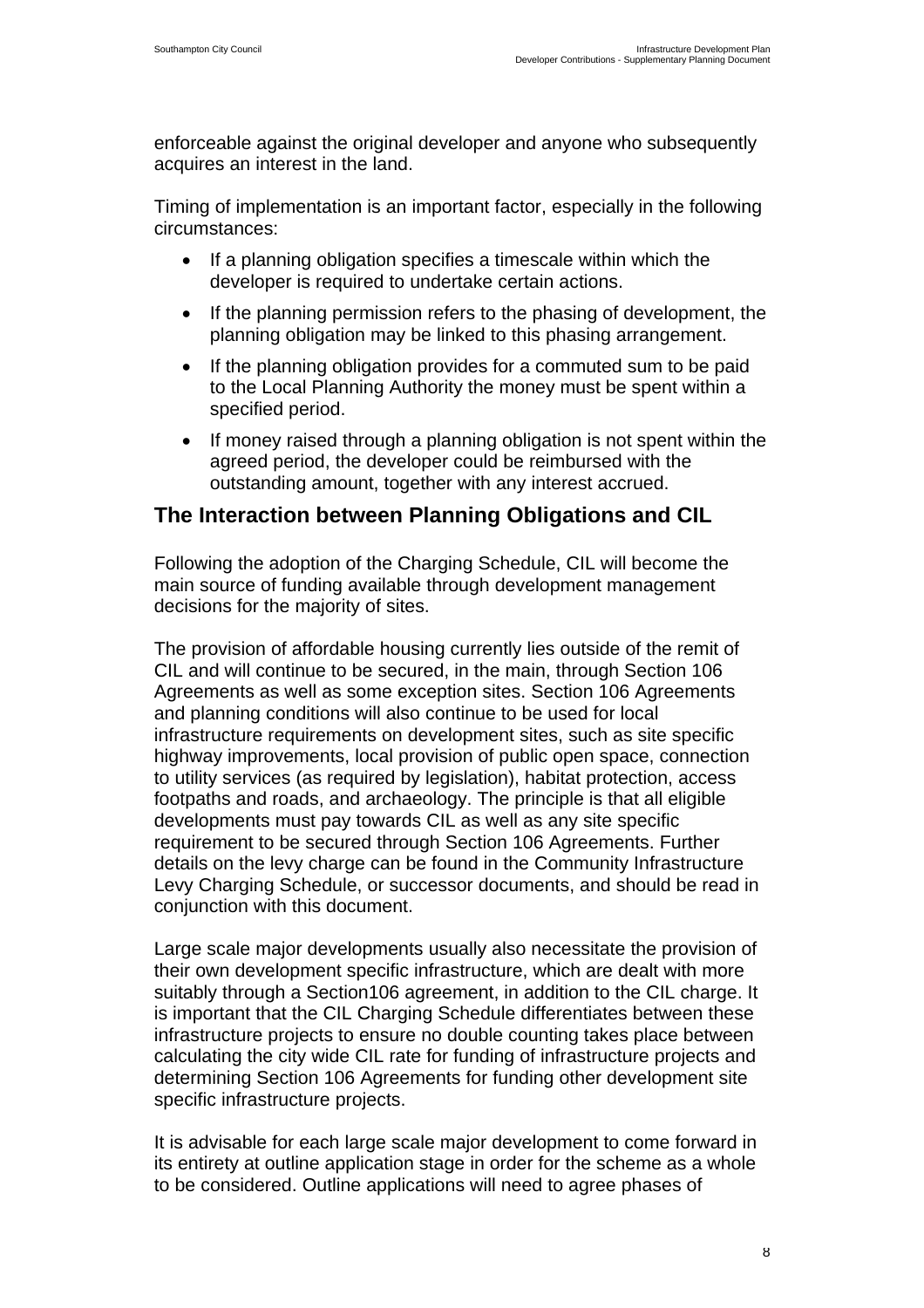enforceable against the original developer and anyone who subsequently acquires an interest in the land.

Timing of implementation is an important factor, especially in the following circumstances:

- If a planning obligation specifies a timescale within which the developer is required to undertake certain actions.
- If the planning permission refers to the phasing of development, the planning obligation may be linked to this phasing arrangement.
- If the planning obligation provides for a commuted sum to be paid to the Local Planning Authority the money must be spent within a specified period.
- If money raised through a planning obligation is not spent within the agreed period, the developer could be reimbursed with the outstanding amount, together with any interest accrued.

## The Interaction between Planning Obligations and CIL

Following the adoption of the Charging Schedule, CIL will become the main source of funding available through development management decisions for the majority of sites.

The provision of affordable housing currently lies outside of the remit of CIL and will continue to be secured, in the main, through Section 106 Agreements as well as some exception sites. Section 106 Agreements and planning conditions will also continue to be used for local infrastructure requirements on development sites, such as site specific highway improvements, local provision of public open space, connection to utility services (as required by legislation), habitat protection, access footpaths and roads, and archaeology. The principle is that all eligible developments must pay towards CIL as well as any site specific requirement to be secured through Section 106 Agreements. Further details on the levy charge can be found in the Community Infrastructure Levy Charging Schedule, or successor documents, and should be read in conjunction with this document.

Large scale major developments usually also necessitate the provision of their own development specific infrastructure, which are dealt with more suitably through a Section106 agreement, in addition to the CIL charge. It is important that the CIL Charging Schedule differentiates between these infrastructure projects to ensure no double counting takes place between calculating the city wide CIL rate for funding of infrastructure projects and determining Section 106 Agreements for funding other development site specific infrastructure projects.

It is advisable for each large scale major development to come forward in its entirety at outline application stage in order for the scheme as a whole to be considered. Outline applications will need to agree phases of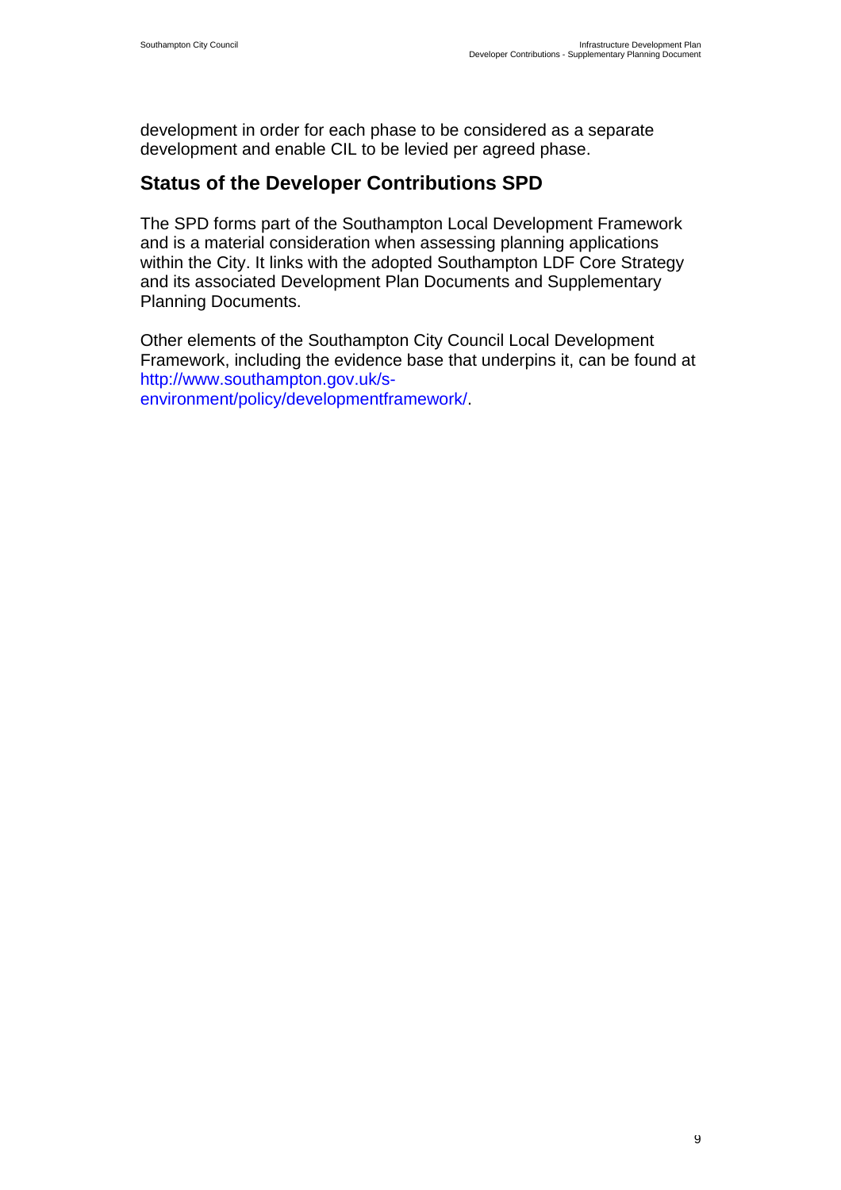development in order for each phase to be considered as a separate development and enable CIL to be levied per agreed phase.

## Status of the Developer Contributions SPD

The SPD forms part of the Southampton Local Development Framework and is a material consideration when assessing planning applications within the City. It links with the adopted Southampton LDF Core Strategy and its associated Development Plan Documents and Supplementary Planning Documents.

Other elements of the Southampton City Council Local Development Framework, including the evidence base that underpins it, can be found at http://www.southampton.gov.uk/s-environment/policy/developmentframework/.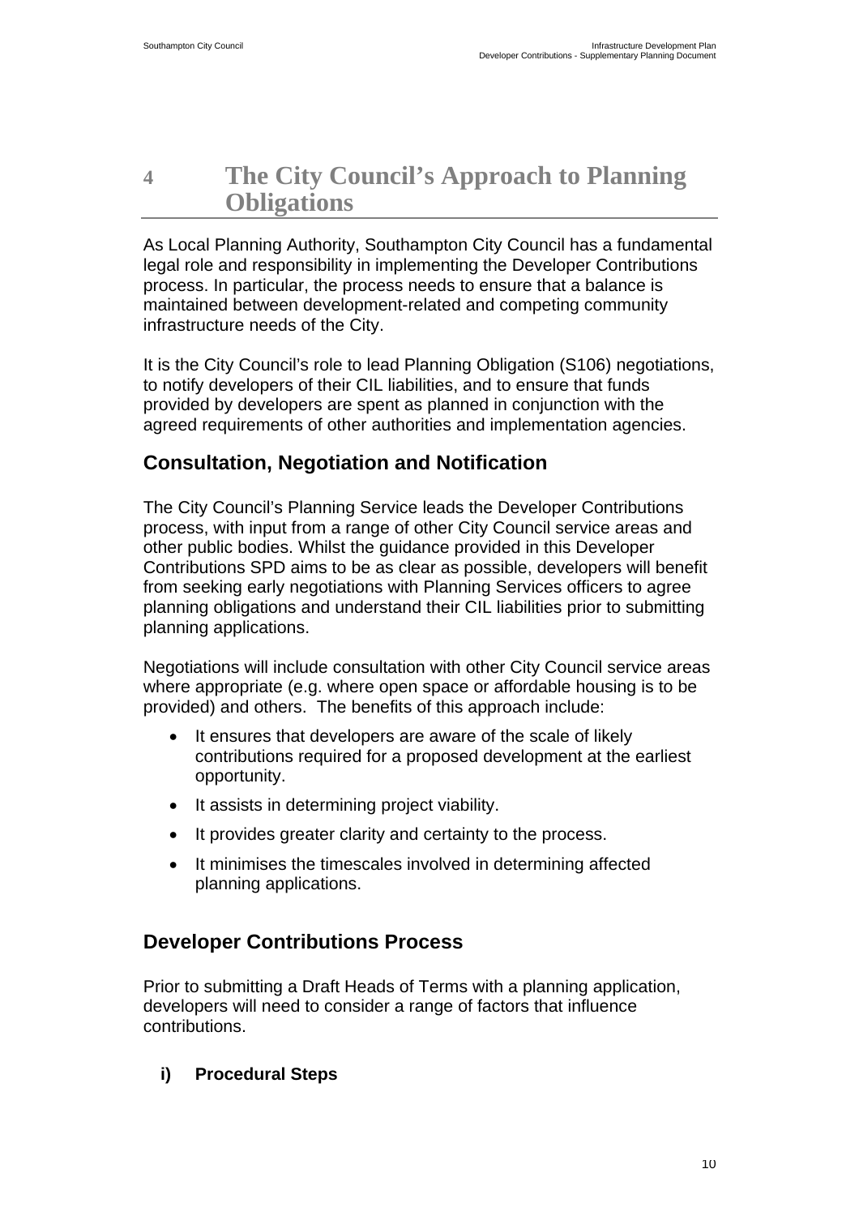# 4 The City Council's Approach to Planning Obligations

As Local Planning Authority, Southampton City Council has a fundamental legal role and responsibility in implementing the Developer Contributions process. In particular, the process needs to ensure that a balance is maintained between development-related and competing community infrastructure needs of the City.

It is the City Council's role to lead Planning Obligation (S106) negotiations, to notify developers of their CIL liabilities, and to ensure that funds provided by developers are spent as planned in conjunction with the agreed requirements of other authorities and implementation agencies.

## Consultation, Negotiation and Notification

The City Council's Planning Service leads the Developer Contributions process, with input from a range of other City Council service areas and other public bodies. Whilst the guidance provided in this Developer Contributions SPD aims to be as clear as possible, developers will benefit from seeking early negotiations with Planning Services officers to agree planning obligations and understand their CIL liabilities prior to submitting planning applications.

Negotiations will include consultation with other City Council service areas where appropriate (e.g. where open space or affordable housing is to be provided) and others. The benefits of this approach include:

- It ensures that developers are aware of the scale of likely contributions required for a proposed development at the earliest opportunity.
- It assists in determining project viability.
- It provides greater clarity and certainty to the process.
- It minimises the timescales involved in determining affected planning applications.

## Developer Contributions Process

Prior to submitting a Draft Heads of Terms with a planning application, developers will need to consider a range of factors that influence contributions.

### i) Procedural Steps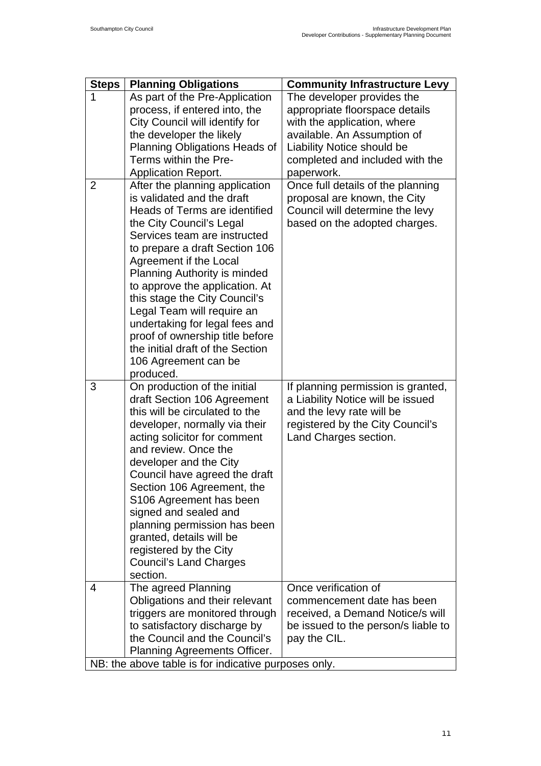| Steps | Planning Obligations | Community Infrastructure Levy |
|---|---|---|
| 1 | As part of the Pre-Application process, if entered into, the City Council will identify for the developer the likely Planning Obligations Heads of Terms within the Pre-Application Report. | The developer provides the appropriate floorspace details with the application, where available. An Assumption of Liability Notice should be completed and included with the paperwork. |
| 2 | After the planning application is validated and the draft Heads of Terms are identified the City Council's Legal Services team are instructed to prepare a draft Section 106 Agreement if the Local Planning Authority is minded to approve the application. At this stage the City Council's Legal Team will require an undertaking for legal fees and proof of ownership title before the initial draft of the Section 106 Agreement can be produced. | Once full details of the planning proposal are known, the City Council will determine the levy based on the adopted charges. |
| 3 | On production of the initial draft Section 106 Agreement this will be circulated to the developer, normally via their acting solicitor for comment and review. Once the developer and the City Council have agreed the draft Section 106 Agreement, the S106 Agreement has been signed and sealed and planning permission has been granted, details will be registered by the City Council's Land Charges section. | If planning permission is granted, a Liability Notice will be issued and the levy rate will be registered by the City Council's Land Charges section. |
| 4 | The agreed Planning Obligations and their relevant triggers are monitored through to satisfactory discharge by the Council and the Council's Planning Agreements Officer. | Once verification of commencement date has been received, a Demand Notice/s will be issued to the person/s liable to pay the CIL. |
| NB: the above table is for indicative purposes only. | | |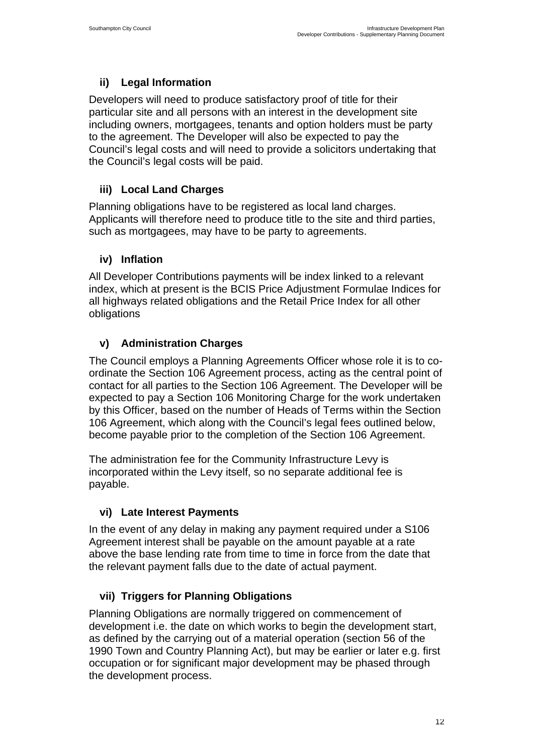### ii) Legal Information

Developers will need to produce satisfactory proof of title for their particular site and all persons with an interest in the development site including owners, mortgagees, tenants and option holders must be party to the agreement. The Developer will also be expected to pay the Council's legal costs and will need to provide a solicitors undertaking that the Council's legal costs will be paid.

### iii) Local Land Charges

Planning obligations have to be registered as local land charges. Applicants will therefore need to produce title to the site and third parties, such as mortgagees, may have to be party to agreements.

### iv) Inflation

All Developer Contributions payments will be index linked to a relevant index, which at present is the BCIS Price Adjustment Formulae Indices for all highways related obligations and the Retail Price Index for all other obligations

### v) Administration Charges

The Council employs a Planning Agreements Officer whose role it is to co-ordinate the Section 106 Agreement process, acting as the central point of contact for all parties to the Section 106 Agreement. The Developer will be expected to pay a Section 106 Monitoring Charge for the work undertaken by this Officer, based on the number of Heads of Terms within the Section 106 Agreement, which along with the Council's legal fees outlined below, become payable prior to the completion of the Section 106 Agreement.

The administration fee for the Community Infrastructure Levy is incorporated within the Levy itself, so no separate additional fee is payable.

### vi) Late Interest Payments

In the event of any delay in making any payment required under a S106 Agreement interest shall be payable on the amount payable at a rate above the base lending rate from time to time in force from the date that the relevant payment falls due to the date of actual payment.

### vii) Triggers for Planning Obligations

Planning Obligations are normally triggered on commencement of development i.e. the date on which works to begin the development start, as defined by the carrying out of a material operation (section 56 of the 1990 Town and Country Planning Act), but may be earlier or later e.g. first occupation or for significant major development may be phased through the development process.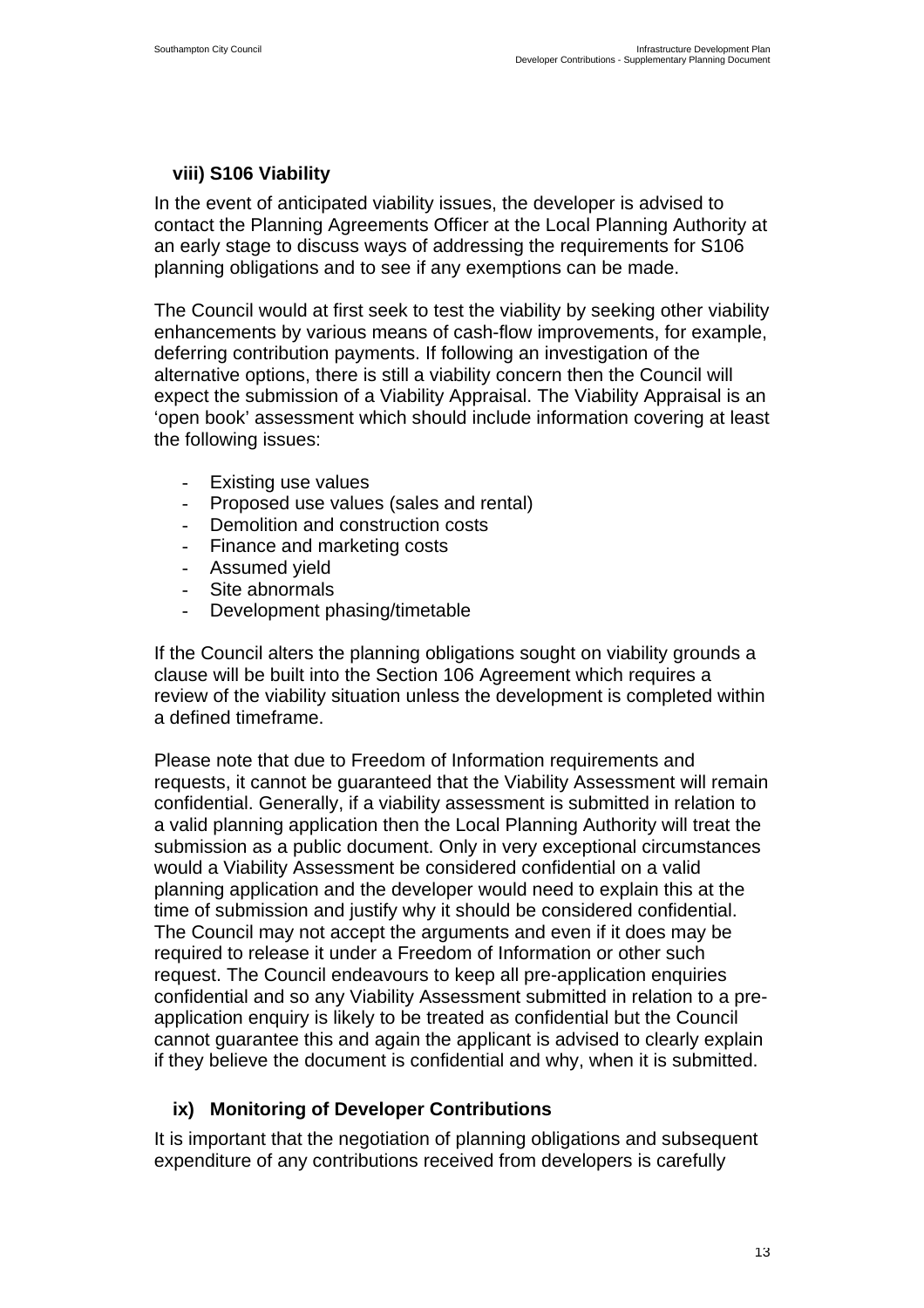### viii) S106 Viability

In the event of anticipated viability issues, the developer is advised to contact the Planning Agreements Officer at the Local Planning Authority at an early stage to discuss ways of addressing the requirements for S106 planning obligations and to see if any exemptions can be made.

The Council would at first seek to test the viability by seeking other viability enhancements by various means of cash-flow improvements, for example, deferring contribution payments. If following an investigation of the alternative options, there is still a viability concern then the Council will expect the submission of a Viability Appraisal. The Viability Appraisal is an 'open book' assessment which should include information covering at least the following issues:

- Existing use values
- Proposed use values (sales and rental)
- Demolition and construction costs
- Finance and marketing costs
- Assumed yield
- Site abnormals
- Development phasing/timetable

If the Council alters the planning obligations sought on viability grounds a clause will be built into the Section 106 Agreement which requires a review of the viability situation unless the development is completed within a defined timeframe.

Please note that due to Freedom of Information requirements and requests, it cannot be guaranteed that the Viability Assessment will remain confidential. Generally, if a viability assessment is submitted in relation to a valid planning application then the Local Planning Authority will treat the submission as a public document. Only in very exceptional circumstances would a Viability Assessment be considered confidential on a valid planning application and the developer would need to explain this at the time of submission and justify why it should be considered confidential. The Council may not accept the arguments and even if it does may be required to release it under a Freedom of Information or other such request. The Council endeavours to keep all pre-application enquiries confidential and so any Viability Assessment submitted in relation to a pre-application enquiry is likely to be treated as confidential but the Council cannot guarantee this and again the applicant is advised to clearly explain if they believe the document is confidential and why, when it is submitted.

### ix) Monitoring of Developer Contributions

It is important that the negotiation of planning obligations and subsequent expenditure of any contributions received from developers is carefully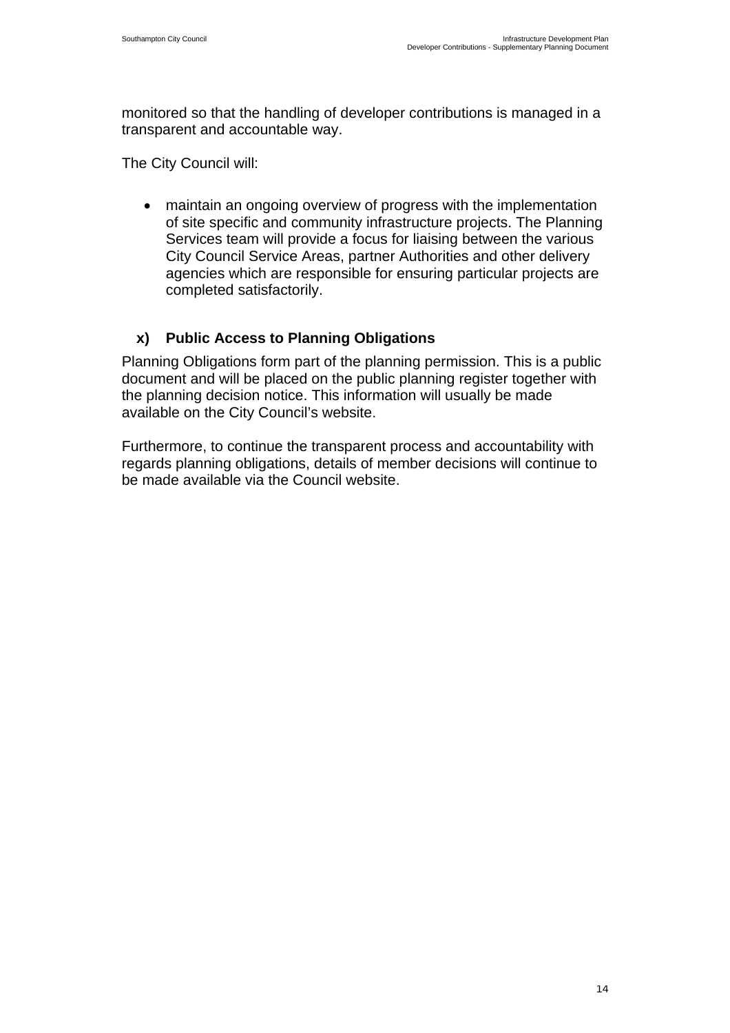monitored so that the handling of developer contributions is managed in a transparent and accountable way.

The City Council will:

- maintain an ongoing overview of progress with the implementation of site specific and community infrastructure projects. The Planning Services team will provide a focus for liaising between the various City Council Service Areas, partner Authorities and other delivery agencies which are responsible for ensuring particular projects are completed satisfactorily.

### x) Public Access to Planning Obligations

Planning Obligations form part of the planning permission. This is a public document and will be placed on the public planning register together with the planning decision notice. This information will usually be made available on the City Council's website.

Furthermore, to continue the transparent process and accountability with regards planning obligations, details of member decisions will continue to be made available via the Council website.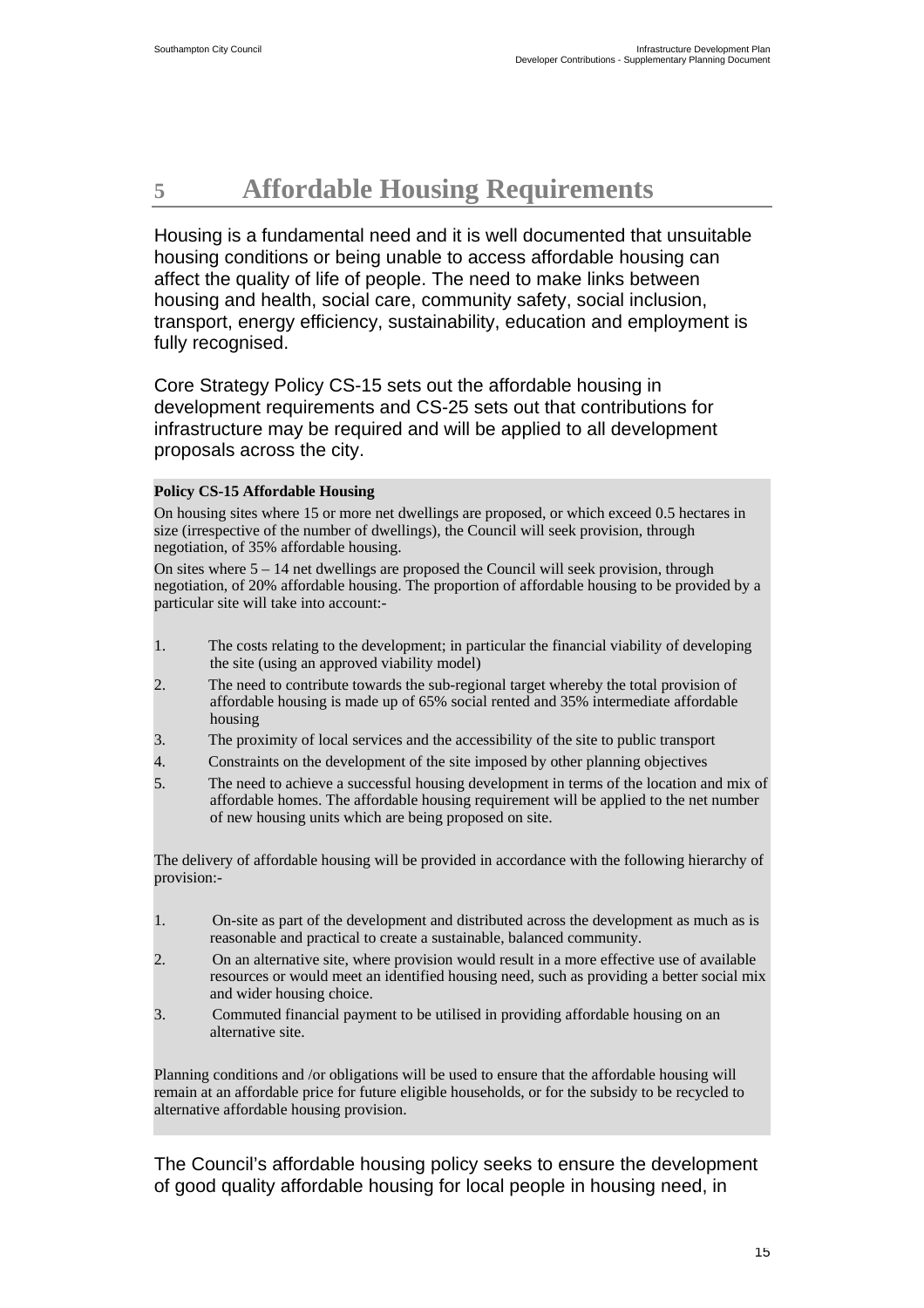# 5 Affordable Housing Requirements

Housing is a fundamental need and it is well documented that unsuitable housing conditions or being unable to access affordable housing can affect the quality of life of people. The need to make links between housing and health, social care, community safety, social inclusion, transport, energy efficiency, sustainability, education and employment is fully recognised.

Core Strategy Policy CS-15 sets out the affordable housing in development requirements and CS-25 sets out that contributions for infrastructure may be required and will be applied to all development proposals across the city.

**Policy CS-15 Affordable Housing**

On housing sites where 15 or more net dwellings are proposed, or which exceed 0.5 hectares in size (irrespective of the number of dwellings), the Council will seek provision, through negotiation, of 35% affordable housing.

On sites where 5 – 14 net dwellings are proposed the Council will seek provision, through negotiation, of 20% affordable housing. The proportion of affordable housing to be provided by a particular site will take into account:-

1. The costs relating to the development; in particular the financial viability of developing the site (using an approved viability model)
2. The need to contribute towards the sub-regional target whereby the total provision of affordable housing is made up of 65% social rented and 35% intermediate affordable housing
3. The proximity of local services and the accessibility of the site to public transport
4. Constraints on the development of the site imposed by other planning objectives
5. The need to achieve a successful housing development in terms of the location and mix of affordable homes. The affordable housing requirement will be applied to the net number of new housing units which are being proposed on site.

The delivery of affordable housing will be provided in accordance with the following hierarchy of provision:-

1. On-site as part of the development and distributed across the development as much as is reasonable and practical to create a sustainable, balanced community.
2. On an alternative site, where provision would result in a more effective use of available resources or would meet an identified housing need, such as providing a better social mix and wider housing choice.
3. Commuted financial payment to be utilised in providing affordable housing on an alternative site.

Planning conditions and /or obligations will be used to ensure that the affordable housing will remain at an affordable price for future eligible households, or for the subsidy to be recycled to alternative affordable housing provision.

The Council's affordable housing policy seeks to ensure the development of good quality affordable housing for local people in housing need, in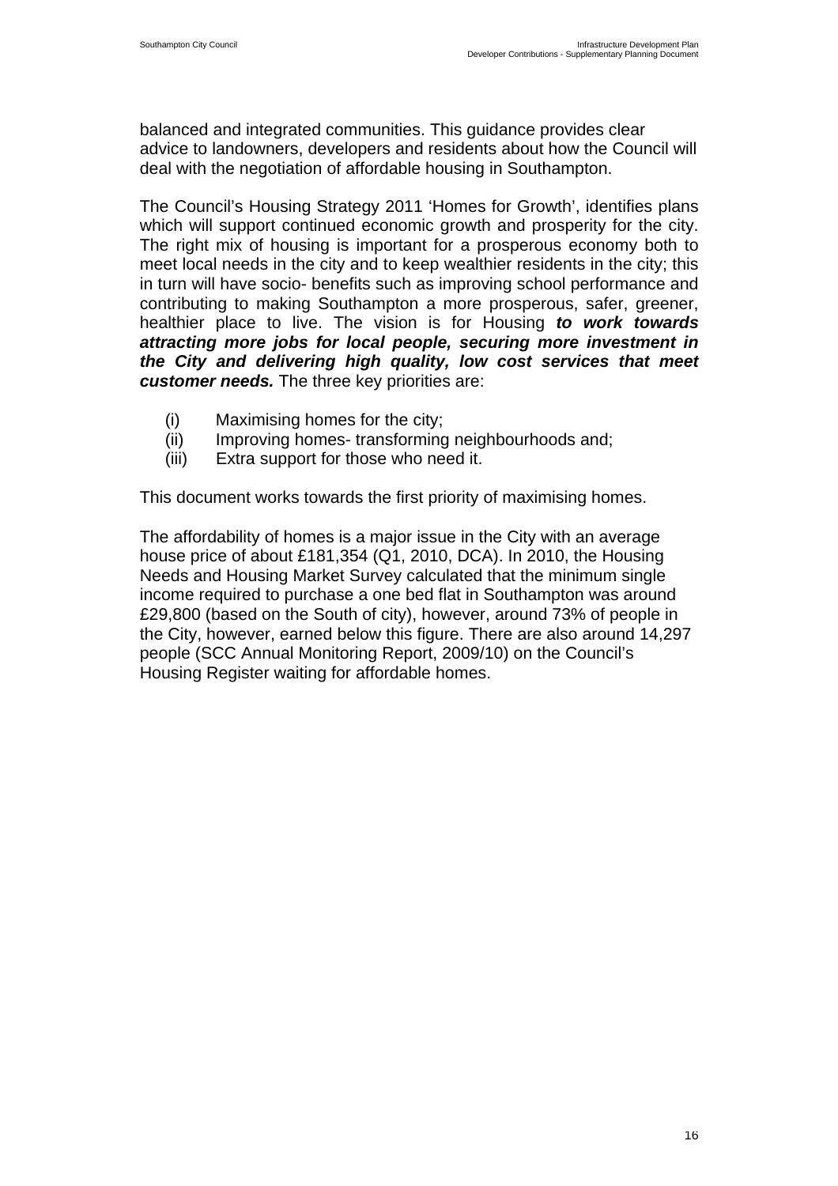balanced and integrated communities. This guidance provides clear advice to landowners, developers and residents about how the Council will deal with the negotiation of affordable housing in Southampton.

The Council's Housing Strategy 2011 'Homes for Growth', identifies plans which will support continued economic growth and prosperity for the city. The right mix of housing is important for a prosperous economy both to meet local needs in the city and to keep wealthier residents in the city; this in turn will have socio- benefits such as improving school performance and contributing to making Southampton a more prosperous, safer, greener, healthier place to live. The vision is for Housing ***to work towards attracting more jobs for local people, securing more investment in the City and delivering high quality, low cost services that meet customer needs.*** The three key priorities are:

(i) Maximising homes for the city;
(ii) Improving homes- transforming neighbourhoods and;
(iii) Extra support for those who need it.

This document works towards the first priority of maximising homes.

The affordability of homes is a major issue in the City with an average house price of about £181,354 (Q1, 2010, DCA). In 2010, the Housing Needs and Housing Market Survey calculated that the minimum single income required to purchase a one bed flat in Southampton was around £29,800 (based on the South of city), however, around 73% of people in the City, however, earned below this figure. There are also around 14,297 people (SCC Annual Monitoring Report, 2009/10) on the Council's Housing Register waiting for affordable homes.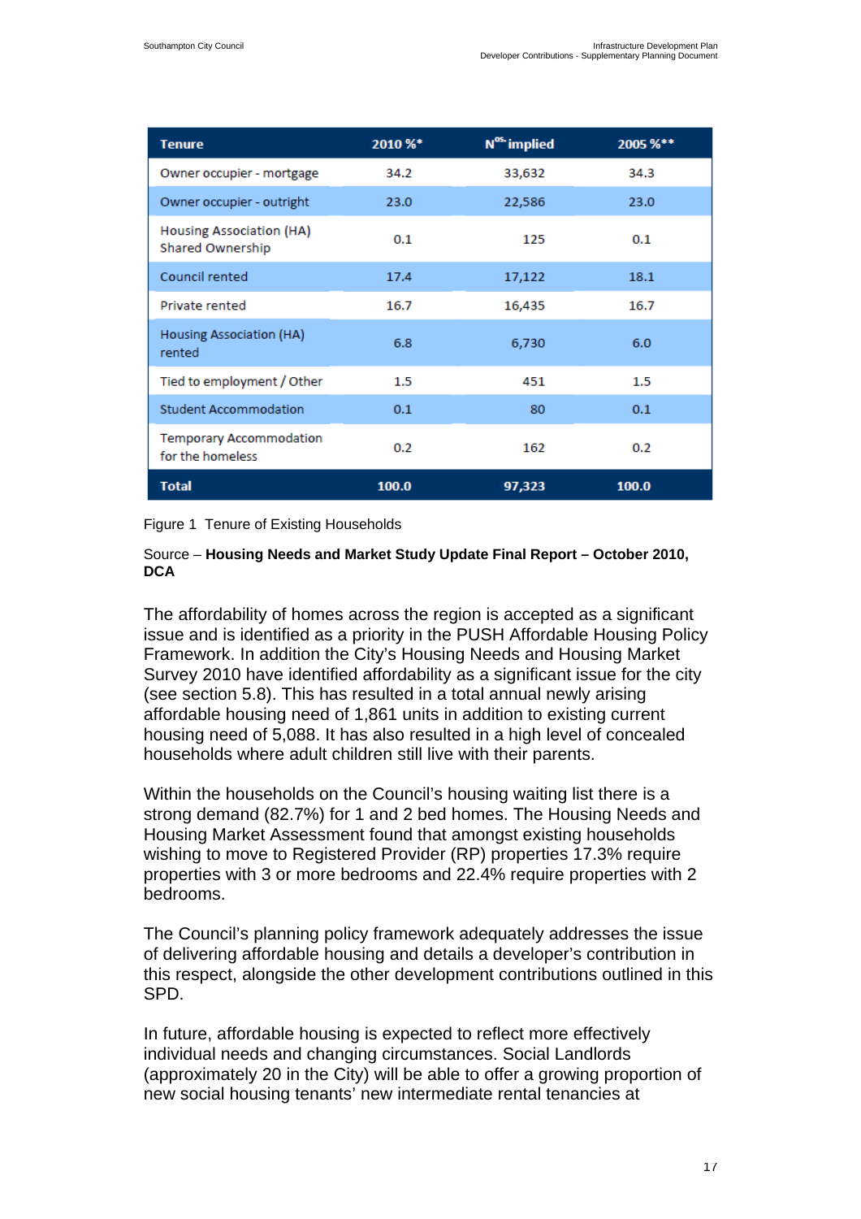| Tenure | 2010 %* | Nos. implied | 2005 %** |
|---|---|---|---|
| Owner occupier - mortgage | 34.2 | 33,632 | 34.3 |
| Owner occupier - outright | 23.0 | 22,586 | 23.0 |
| Housing Association (HA) Shared Ownership | 0.1 | 125 | 0.1 |
| Council rented | 17.4 | 17,122 | 18.1 |
| Private rented | 16.7 | 16,435 | 16.7 |
| Housing Association (HA) rented | 6.8 | 6,730 | 6.0 |
| Tied to employment / Other | 1.5 | 451 | 1.5 |
| Student Accommodation | 0.1 | 80 | 0.1 |
| Temporary Accommodation for the homeless | 0.2 | 162 | 0.2 |
| **Total** | **100.0** | **97,323** | **100.0** |

Figure 1 Tenure of Existing Households

Source – **Housing Needs and Market Study Update Final Report – October 2010, DCA**

The affordability of homes across the region is accepted as a significant issue and is identified as a priority in the PUSH Affordable Housing Policy Framework. In addition the City's Housing Needs and Housing Market Survey 2010 have identified affordability as a significant issue for the city (see section 5.8). This has resulted in a total annual newly arising affordable housing need of 1,861 units in addition to existing current housing need of 5,088. It has also resulted in a high level of concealed households where adult children still live with their parents.

Within the households on the Council's housing waiting list there is a strong demand (82.7%) for 1 and 2 bed homes. The Housing Needs and Housing Market Assessment found that amongst existing households wishing to move to Registered Provider (RP) properties 17.3% require properties with 3 or more bedrooms and 22.4% require properties with 2 bedrooms.

The Council's planning policy framework adequately addresses the issue of delivering affordable housing and details a developer's contribution in this respect, alongside the other development contributions outlined in this SPD.

In future, affordable housing is expected to reflect more effectively individual needs and changing circumstances. Social Landlords (approximately 20 in the City) will be able to offer a growing proportion of new social housing tenants' new intermediate rental tenancies at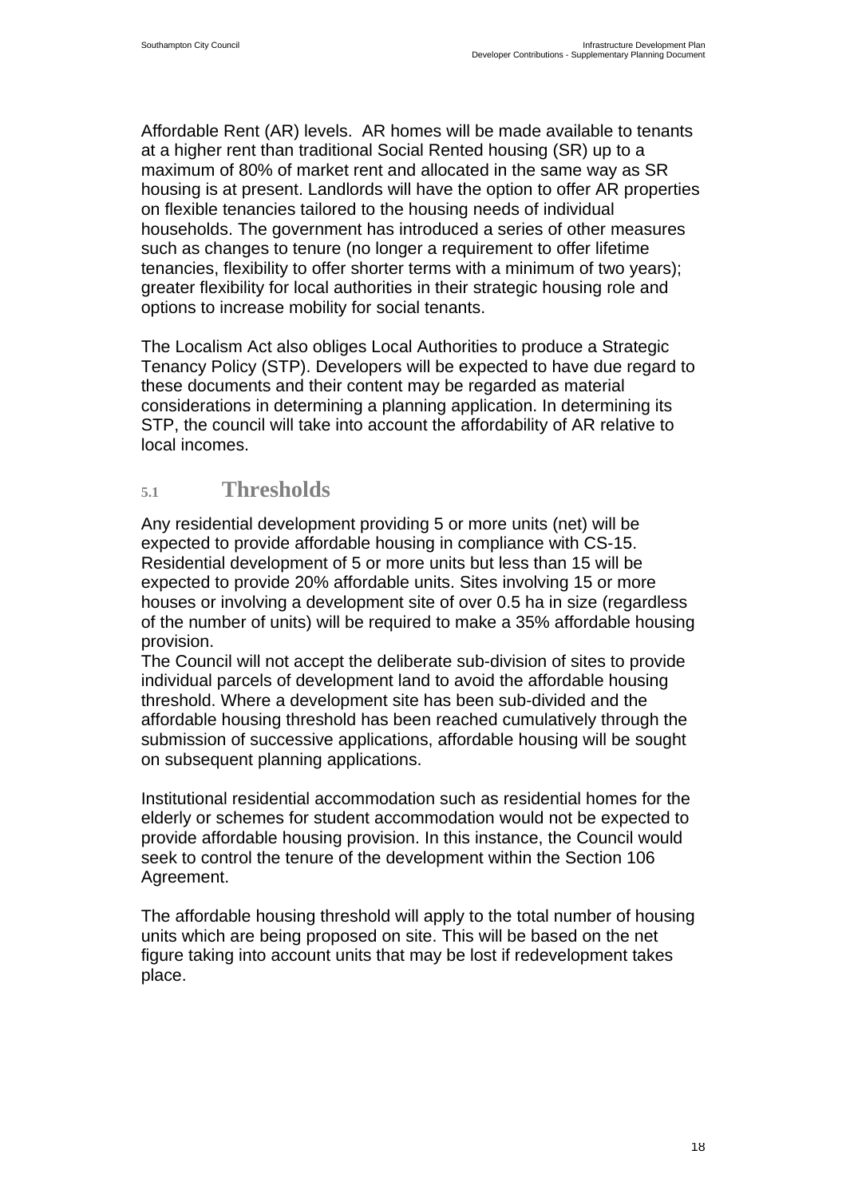Affordable Rent (AR) levels. AR homes will be made available to tenants at a higher rent than traditional Social Rented housing (SR) up to a maximum of 80% of market rent and allocated in the same way as SR housing is at present. Landlords will have the option to offer AR properties on flexible tenancies tailored to the housing needs of individual households. The government has introduced a series of other measures such as changes to tenure (no longer a requirement to offer lifetime tenancies, flexibility to offer shorter terms with a minimum of two years); greater flexibility for local authorities in their strategic housing role and options to increase mobility for social tenants.

The Localism Act also obliges Local Authorities to produce a Strategic Tenancy Policy (STP). Developers will be expected to have due regard to these documents and their content may be regarded as material considerations in determining a planning application. In determining its STP, the council will take into account the affordability of AR relative to local incomes.

## 5.1 Thresholds

Any residential development providing 5 or more units (net) will be expected to provide affordable housing in compliance with CS-15. Residential development of 5 or more units but less than 15 will be expected to provide 20% affordable units. Sites involving 15 or more houses or involving a development site of over 0.5 ha in size (regardless of the number of units) will be required to make a 35% affordable housing provision.
The Council will not accept the deliberate sub-division of sites to provide individual parcels of development land to avoid the affordable housing threshold. Where a development site has been sub-divided and the affordable housing threshold has been reached cumulatively through the submission of successive applications, affordable housing will be sought on subsequent planning applications.

Institutional residential accommodation such as residential homes for the elderly or schemes for student accommodation would not be expected to provide affordable housing provision. In this instance, the Council would seek to control the tenure of the development within the Section 106 Agreement.

The affordable housing threshold will apply to the total number of housing units which are being proposed on site. This will be based on the net figure taking into account units that may be lost if redevelopment takes place.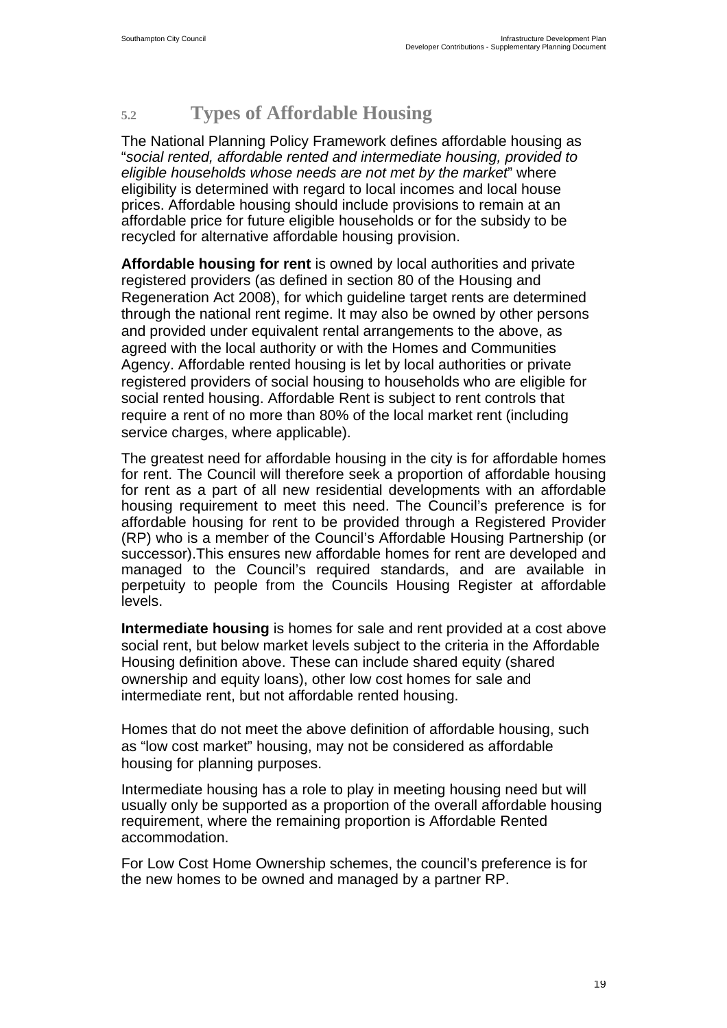## 5.2 Types of Affordable Housing

The National Planning Policy Framework defines affordable housing as "*social rented, affordable rented and intermediate housing, provided to eligible households whose needs are not met by the market*" where eligibility is determined with regard to local incomes and local house prices. Affordable housing should include provisions to remain at an affordable price for future eligible households or for the subsidy to be recycled for alternative affordable housing provision.

**Affordable housing for rent** is owned by local authorities and private registered providers (as defined in section 80 of the Housing and Regeneration Act 2008), for which guideline target rents are determined through the national rent regime. It may also be owned by other persons and provided under equivalent rental arrangements to the above, as agreed with the local authority or with the Homes and Communities Agency. Affordable rented housing is let by local authorities or private registered providers of social housing to households who are eligible for social rented housing. Affordable Rent is subject to rent controls that require a rent of no more than 80% of the local market rent (including service charges, where applicable).

The greatest need for affordable housing in the city is for affordable homes for rent. The Council will therefore seek a proportion of affordable housing for rent as a part of all new residential developments with an affordable housing requirement to meet this need. The Council's preference is for affordable housing for rent to be provided through a Registered Provider (RP) who is a member of the Council's Affordable Housing Partnership (or successor).This ensures new affordable homes for rent are developed and managed to the Council's required standards, and are available in perpetuity to people from the Councils Housing Register at affordable levels.

**Intermediate housing** is homes for sale and rent provided at a cost above social rent, but below market levels subject to the criteria in the Affordable Housing definition above. These can include shared equity (shared ownership and equity loans), other low cost homes for sale and intermediate rent, but not affordable rented housing.

Homes that do not meet the above definition of affordable housing, such as "low cost market" housing, may not be considered as affordable housing for planning purposes.

Intermediate housing has a role to play in meeting housing need but will usually only be supported as a proportion of the overall affordable housing requirement, where the remaining proportion is Affordable Rented accommodation.

For Low Cost Home Ownership schemes, the council's preference is for the new homes to be owned and managed by a partner RP.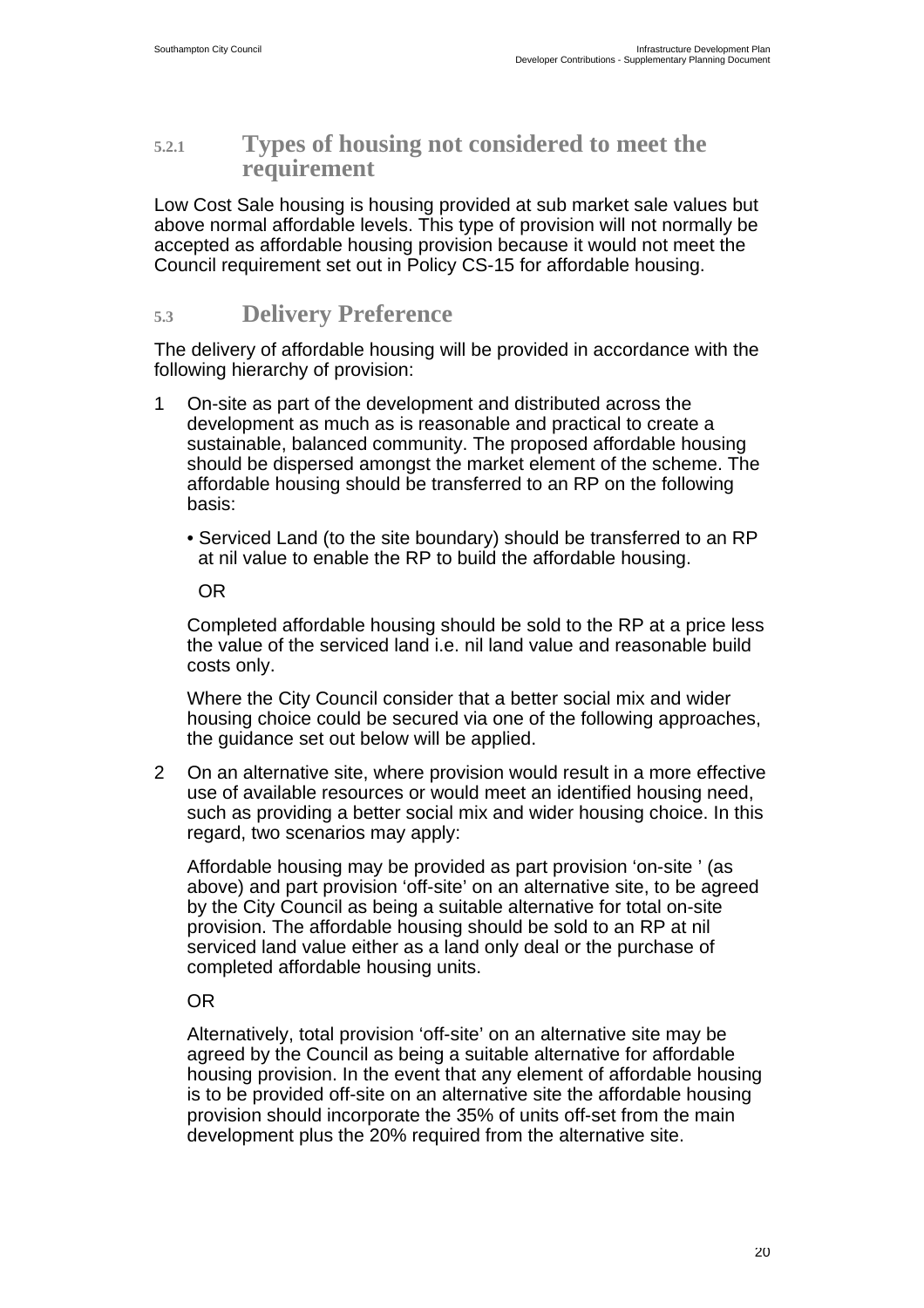### 5.2.1 Types of housing not considered to meet the requirement

Low Cost Sale housing is housing provided at sub market sale values but above normal affordable levels. This type of provision will not normally be accepted as affordable housing provision because it would not meet the Council requirement set out in Policy CS-15 for affordable housing.

## 5.3 Delivery Preference

The delivery of affordable housing will be provided in accordance with the following hierarchy of provision:

1 On-site as part of the development and distributed across the development as much as is reasonable and practical to create a sustainable, balanced community. The proposed affordable housing should be dispersed amongst the market element of the scheme. The affordable housing should be transferred to an RP on the following basis:

   - Serviced Land (to the site boundary) should be transferred to an RP at nil value to enable the RP to build the affordable housing.

   OR

   Completed affordable housing should be sold to the RP at a price less the value of the serviced land i.e. nil land value and reasonable build costs only.

   Where the City Council consider that a better social mix and wider housing choice could be secured via one of the following approaches, the guidance set out below will be applied.

2 On an alternative site, where provision would result in a more effective use of available resources or would meet an identified housing need, such as providing a better social mix and wider housing choice. In this regard, two scenarios may apply:

   Affordable housing may be provided as part provision 'on-site ' (as above) and part provision 'off-site' on an alternative site, to be agreed by the City Council as being a suitable alternative for total on-site provision. The affordable housing should be sold to an RP at nil serviced land value either as a land only deal or the purchase of completed affordable housing units.

   OR

   Alternatively, total provision 'off-site' on an alternative site may be agreed by the Council as being a suitable alternative for affordable housing provision. In the event that any element of affordable housing is to be provided off-site on an alternative site the affordable housing provision should incorporate the 35% of units off-set from the main development plus the 20% required from the alternative site.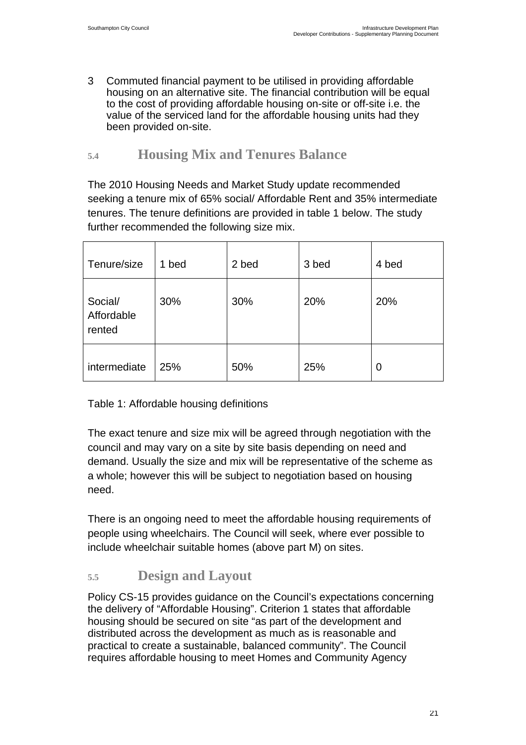3 Commuted financial payment to be utilised in providing affordable housing on an alternative site. The financial contribution will be equal to the cost of providing affordable housing on-site or off-site i.e. the value of the serviced land for the affordable housing units had they been provided on-site.

## 5.4 Housing Mix and Tenures Balance

The 2010 Housing Needs and Market Study update recommended seeking a tenure mix of 65% social/ Affordable Rent and 35% intermediate tenures. The tenure definitions are provided in table 1 below. The study further recommended the following size mix.

| Tenure/size | 1 bed | 2 bed | 3 bed | 4 bed |
|---|---|---|---|---|
| Social/ Affordable rented | 30% | 30% | 20% | 20% |
| intermediate | 25% | 50% | 25% | 0 |

Table 1: Affordable housing definitions

The exact tenure and size mix will be agreed through negotiation with the council and may vary on a site by site basis depending on need and demand. Usually the size and mix will be representative of the scheme as a whole; however this will be subject to negotiation based on housing need.

There is an ongoing need to meet the affordable housing requirements of people using wheelchairs. The Council will seek, where ever possible to include wheelchair suitable homes (above part M) on sites.

## 5.5 Design and Layout

Policy CS-15 provides guidance on the Council's expectations concerning the delivery of "Affordable Housing". Criterion 1 states that affordable housing should be secured on site "as part of the development and distributed across the development as much as is reasonable and practical to create a sustainable, balanced community". The Council requires affordable housing to meet Homes and Community Agency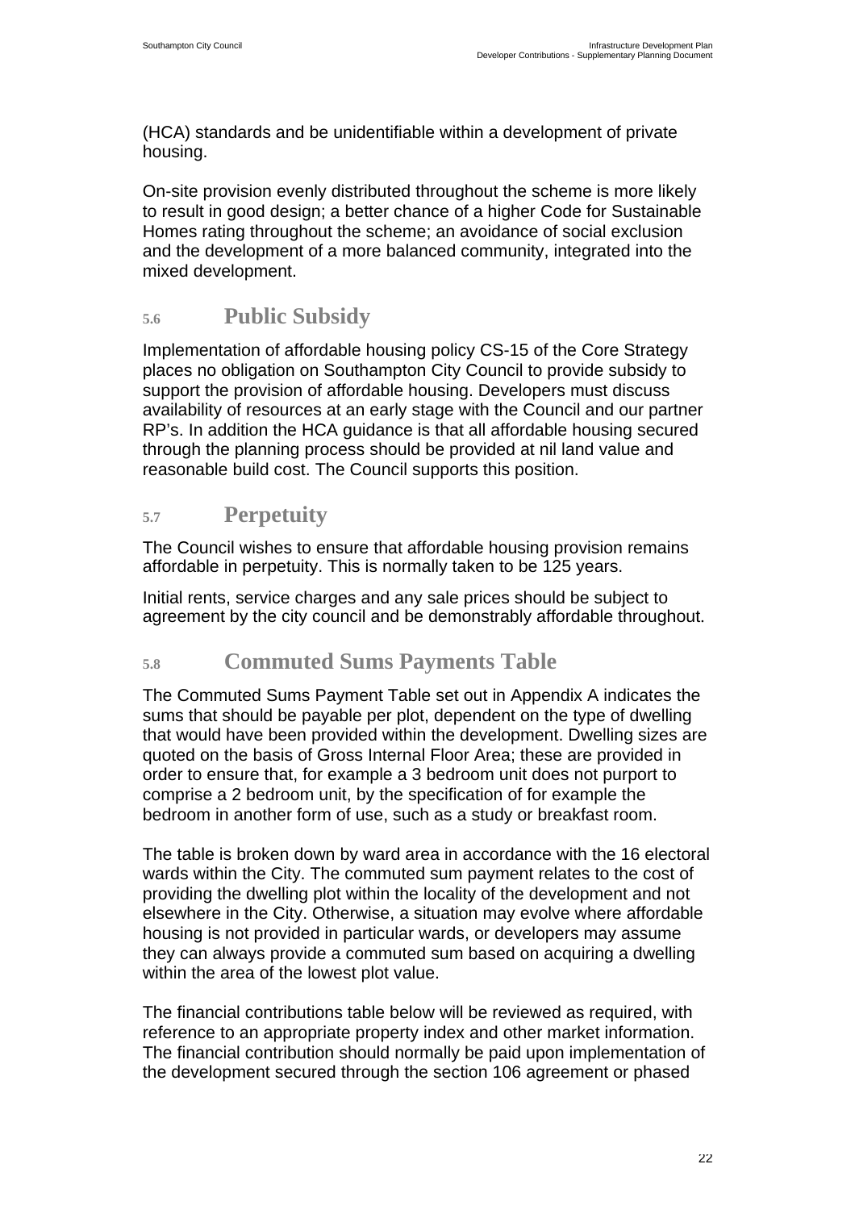(HCA) standards and be unidentifiable within a development of private housing.

On-site provision evenly distributed throughout the scheme is more likely to result in good design; a better chance of a higher Code for Sustainable Homes rating throughout the scheme; an avoidance of social exclusion and the development of a more balanced community, integrated into the mixed development.

## 5.6 Public Subsidy

Implementation of affordable housing policy CS-15 of the Core Strategy places no obligation on Southampton City Council to provide subsidy to support the provision of affordable housing. Developers must discuss availability of resources at an early stage with the Council and our partner RP's. In addition the HCA guidance is that all affordable housing secured through the planning process should be provided at nil land value and reasonable build cost. The Council supports this position.

## 5.7 Perpetuity

The Council wishes to ensure that affordable housing provision remains affordable in perpetuity. This is normally taken to be 125 years.

Initial rents, service charges and any sale prices should be subject to agreement by the city council and be demonstrably affordable throughout.

## 5.8 Commuted Sums Payments Table

The Commuted Sums Payment Table set out in Appendix A indicates the sums that should be payable per plot, dependent on the type of dwelling that would have been provided within the development. Dwelling sizes are quoted on the basis of Gross Internal Floor Area; these are provided in order to ensure that, for example a 3 bedroom unit does not purport to comprise a 2 bedroom unit, by the specification of for example the bedroom in another form of use, such as a study or breakfast room.

The table is broken down by ward area in accordance with the 16 electoral wards within the City. The commuted sum payment relates to the cost of providing the dwelling plot within the locality of the development and not elsewhere in the City. Otherwise, a situation may evolve where affordable housing is not provided in particular wards, or developers may assume they can always provide a commuted sum based on acquiring a dwelling within the area of the lowest plot value.

The financial contributions table below will be reviewed as required, with reference to an appropriate property index and other market information. The financial contribution should normally be paid upon implementation of the development secured through the section 106 agreement or phased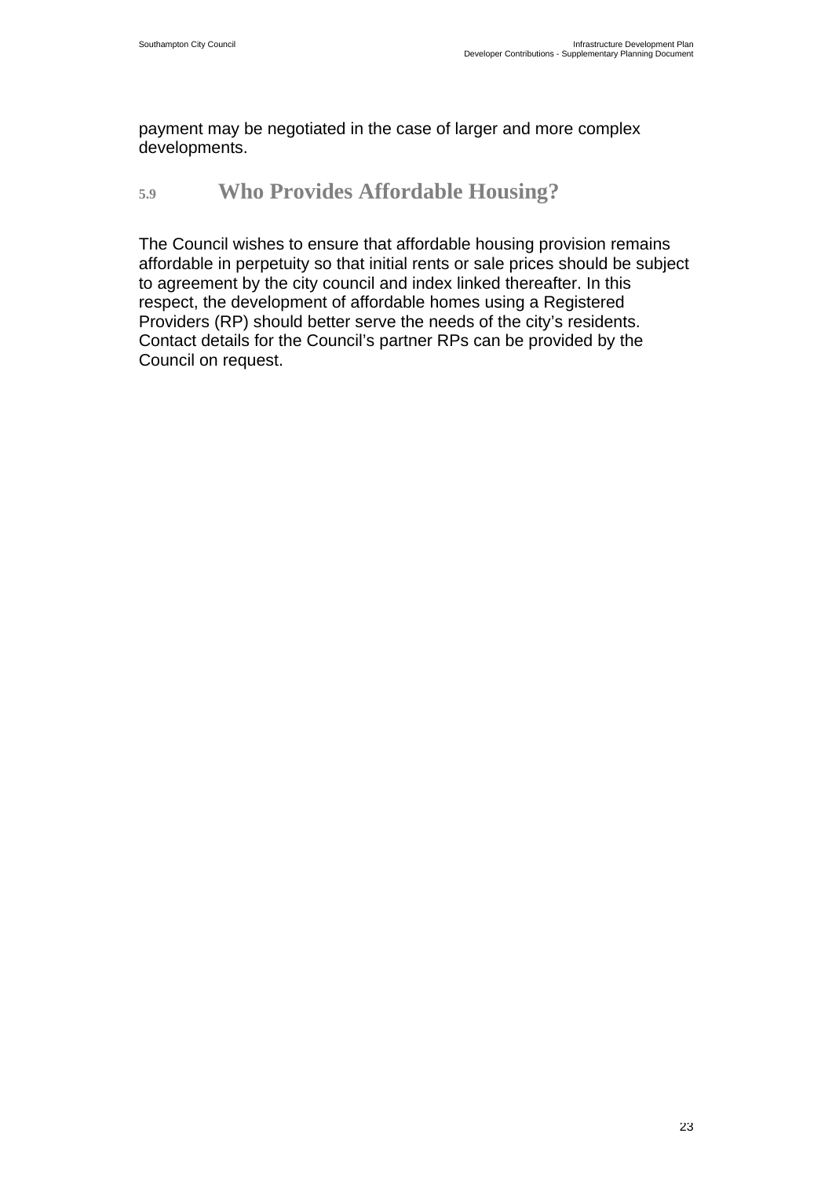payment may be negotiated in the case of larger and more complex developments.

## 5.9 Who Provides Affordable Housing?

The Council wishes to ensure that affordable housing provision remains affordable in perpetuity so that initial rents or sale prices should be subject to agreement by the city council and index linked thereafter. In this respect, the development of affordable homes using a Registered Providers (RP) should better serve the needs of the city's residents. Contact details for the Council's partner RPs can be provided by the Council on request.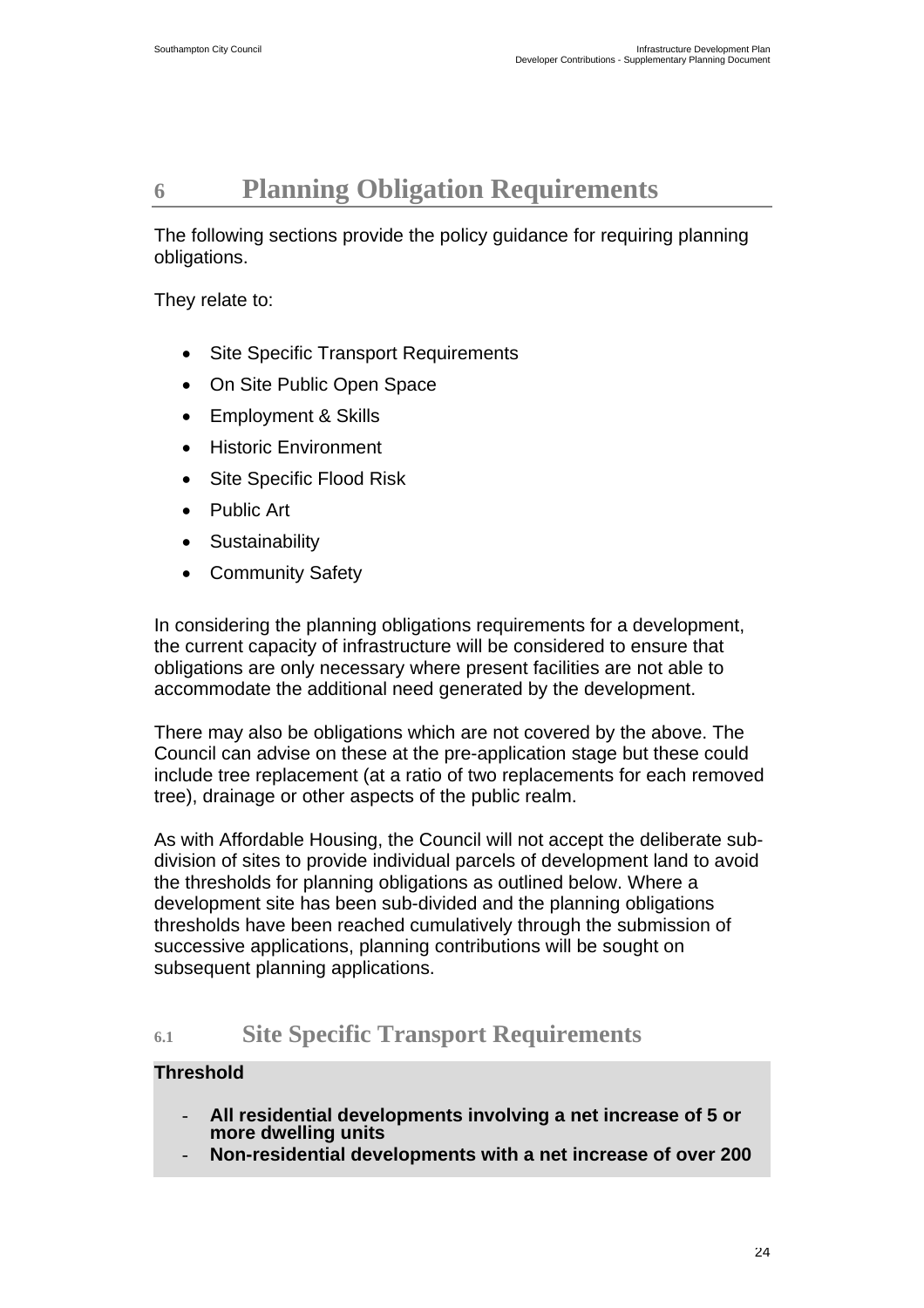# 6 Planning Obligation Requirements

The following sections provide the policy guidance for requiring planning obligations.

They relate to:

- Site Specific Transport Requirements
- On Site Public Open Space
- Employment & Skills
- Historic Environment
- Site Specific Flood Risk
- Public Art
- Sustainability
- Community Safety

In considering the planning obligations requirements for a development, the current capacity of infrastructure will be considered to ensure that obligations are only necessary where present facilities are not able to accommodate the additional need generated by the development.

There may also be obligations which are not covered by the above. The Council can advise on these at the pre-application stage but these could include tree replacement (at a ratio of two replacements for each removed tree), drainage or other aspects of the public realm.

As with Affordable Housing, the Council will not accept the deliberate sub-division of sites to provide individual parcels of development land to avoid the thresholds for planning obligations as outlined below. Where a development site has been sub-divided and the planning obligations thresholds have been reached cumulatively through the submission of successive applications, planning contributions will be sought on subsequent planning applications.

## 6.1 Site Specific Transport Requirements

**Threshold**

- **All residential developments involving a net increase of 5 or more dwelling units**
- **Non-residential developments with a net increase of over 200**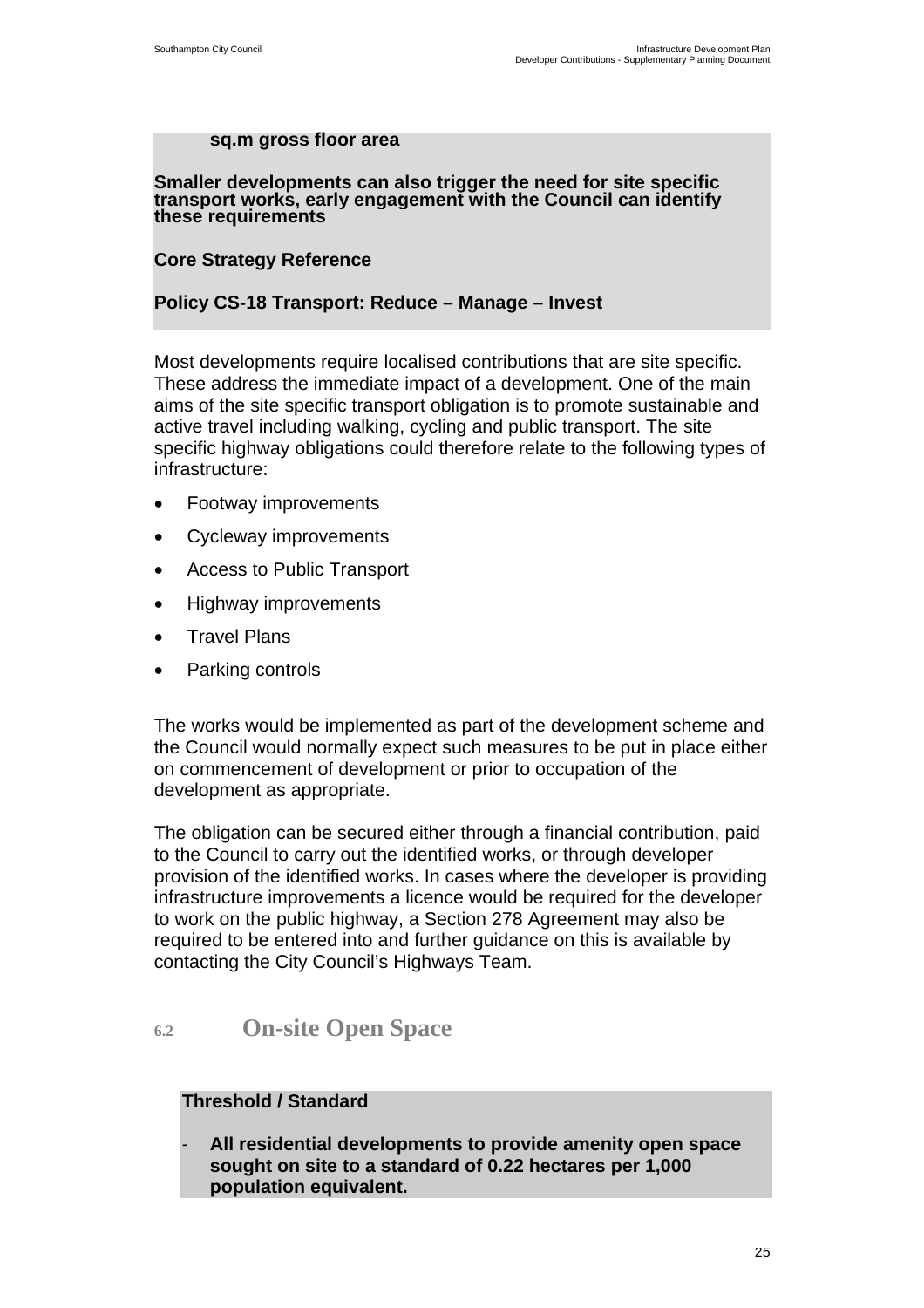**sq.m gross floor area**

**Smaller developments can also trigger the need for site specific transport works, early engagement with the Council can identify these requirements**

**Core Strategy Reference**

**Policy CS-18 Transport: Reduce – Manage – Invest**

Most developments require localised contributions that are site specific. These address the immediate impact of a development. One of the main aims of the site specific transport obligation is to promote sustainable and active travel including walking, cycling and public transport. The site specific highway obligations could therefore relate to the following types of infrastructure:

- Footway improvements
- Cycleway improvements
- Access to Public Transport
- Highway improvements
- Travel Plans
- Parking controls

The works would be implemented as part of the development scheme and the Council would normally expect such measures to be put in place either on commencement of development or prior to occupation of the development as appropriate.

The obligation can be secured either through a financial contribution, paid to the Council to carry out the identified works, or through developer provision of the identified works. In cases where the developer is providing infrastructure improvements a licence would be required for the developer to work on the public highway, a Section 278 Agreement may also be required to be entered into and further guidance on this is available by contacting the City Council's Highways Team.

## 6.2 On-site Open Space

**Threshold / Standard**

- **All residential developments to provide amenity open space sought on site to a standard of 0.22 hectares per 1,000 population equivalent.**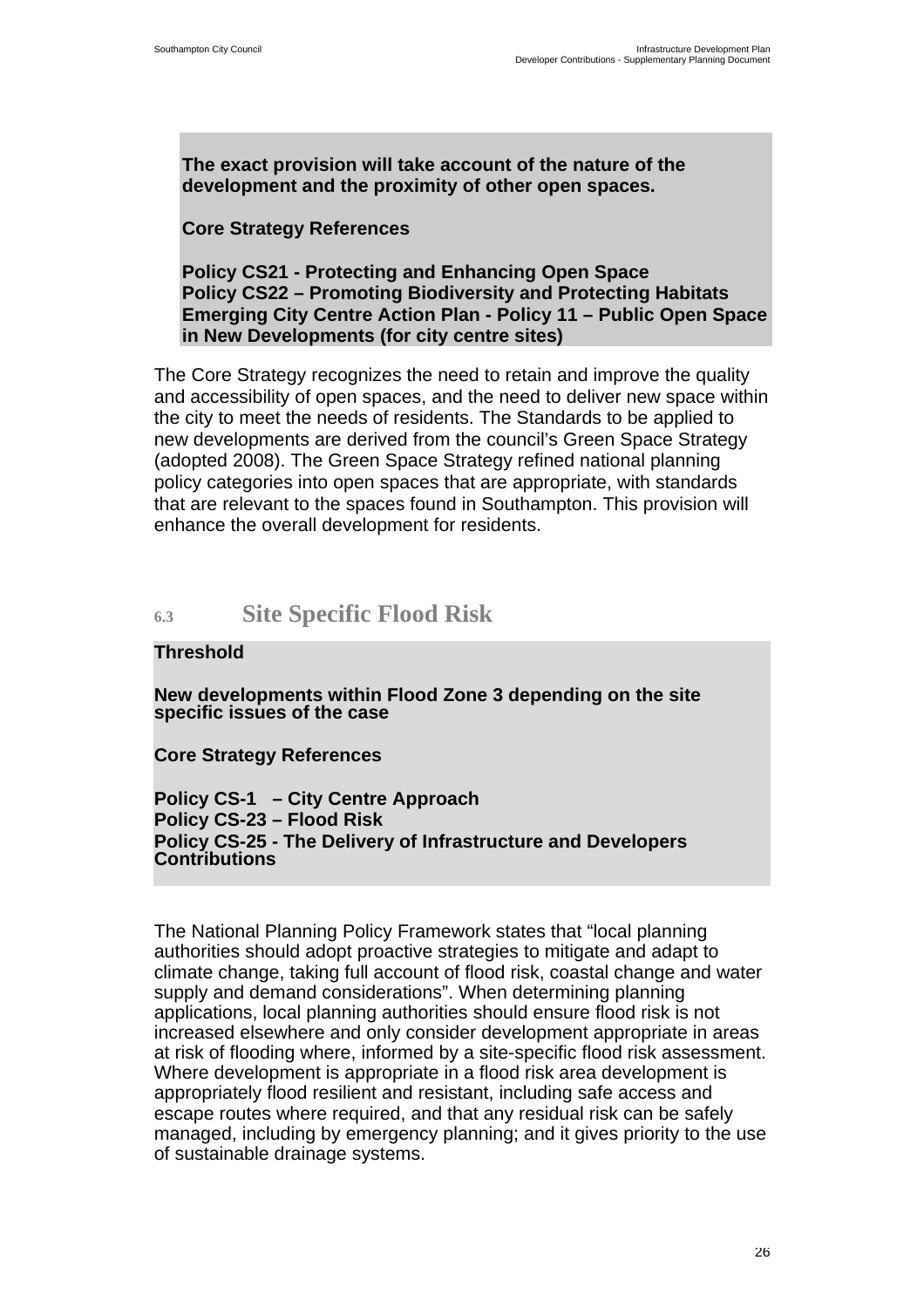**The exact provision will take account of the nature of the development and the proximity of other open spaces.**

**Core Strategy References**

**Policy CS21 - Protecting and Enhancing Open Space**
**Policy CS22 – Promoting Biodiversity and Protecting Habitats**
**Emerging City Centre Action Plan - Policy 11 – Public Open Space in New Developments (for city centre sites)**

The Core Strategy recognizes the need to retain and improve the quality and accessibility of open spaces, and the need to deliver new space within the city to meet the needs of residents. The Standards to be applied to new developments are derived from the council's Green Space Strategy (adopted 2008). The Green Space Strategy refined national planning policy categories into open spaces that are appropriate, with standards that are relevant to the spaces found in Southampton. This provision will enhance the overall development for residents.

## 6.3 Site Specific Flood Risk

**Threshold**

**New developments within Flood Zone 3 depending on the site specific issues of the case**

**Core Strategy References**

**Policy CS-1 – City Centre Approach**
**Policy CS-23 – Flood Risk**
**Policy CS-25 - The Delivery of Infrastructure and Developers Contributions**

The National Planning Policy Framework states that "local planning authorities should adopt proactive strategies to mitigate and adapt to climate change, taking full account of flood risk, coastal change and water supply and demand considerations". When determining planning applications, local planning authorities should ensure flood risk is not increased elsewhere and only consider development appropriate in areas at risk of flooding where, informed by a site-specific flood risk assessment. Where development is appropriate in a flood risk area development is appropriately flood resilient and resistant, including safe access and escape routes where required, and that any residual risk can be safely managed, including by emergency planning; and it gives priority to the use of sustainable drainage systems.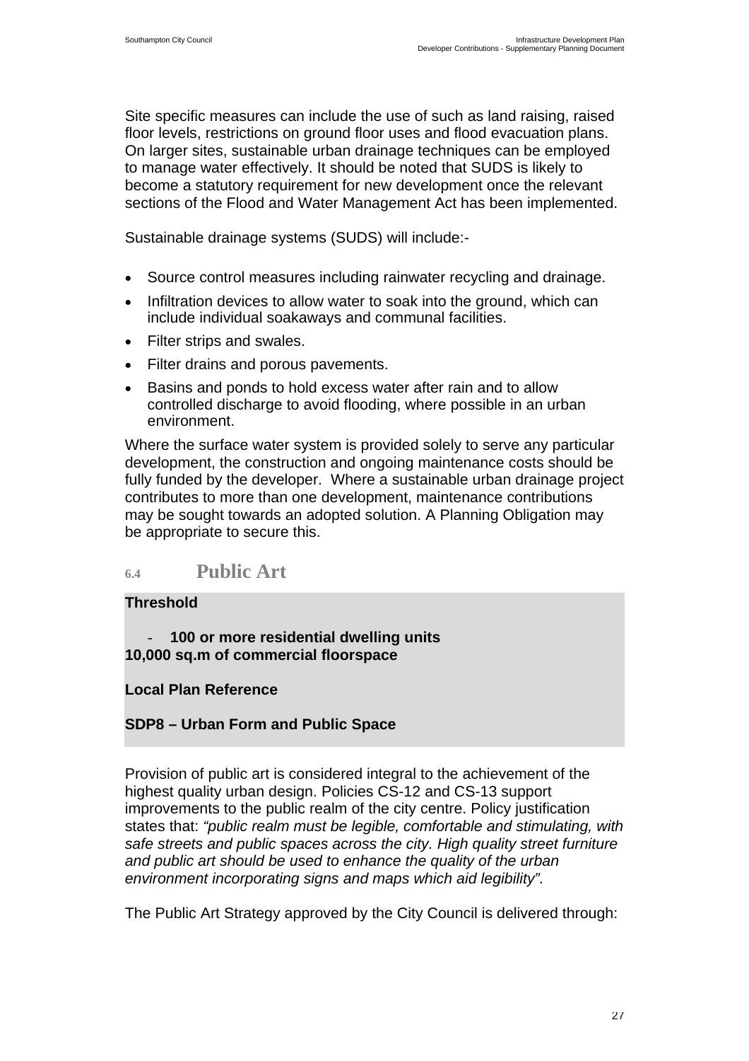Site specific measures can include the use of such as land raising, raised floor levels, restrictions on ground floor uses and flood evacuation plans. On larger sites, sustainable urban drainage techniques can be employed to manage water effectively. It should be noted that SUDS is likely to become a statutory requirement for new development once the relevant sections of the Flood and Water Management Act has been implemented.

Sustainable drainage systems (SUDS) will include:-

- Source control measures including rainwater recycling and drainage.
- Infiltration devices to allow water to soak into the ground, which can include individual soakaways and communal facilities.
- Filter strips and swales.
- Filter drains and porous pavements.
- Basins and ponds to hold excess water after rain and to allow controlled discharge to avoid flooding, where possible in an urban environment.

Where the surface water system is provided solely to serve any particular development, the construction and ongoing maintenance costs should be fully funded by the developer. Where a sustainable urban drainage project contributes to more than one development, maintenance contributions may be sought towards an adopted solution. A Planning Obligation may be appropriate to secure this.

## 6.4 Public Art

**Threshold**

- **100 or more residential dwelling units**

**10,000 sq.m of commercial floorspace**

**Local Plan Reference**

**SDP8 – Urban Form and Public Space**

Provision of public art is considered integral to the achievement of the highest quality urban design. Policies CS-12 and CS-13 support improvements to the public realm of the city centre. Policy justification states that: *"public realm must be legible, comfortable and stimulating, with safe streets and public spaces across the city. High quality street furniture and public art should be used to enhance the quality of the urban environment incorporating signs and maps which aid legibility".*

The Public Art Strategy approved by the City Council is delivered through: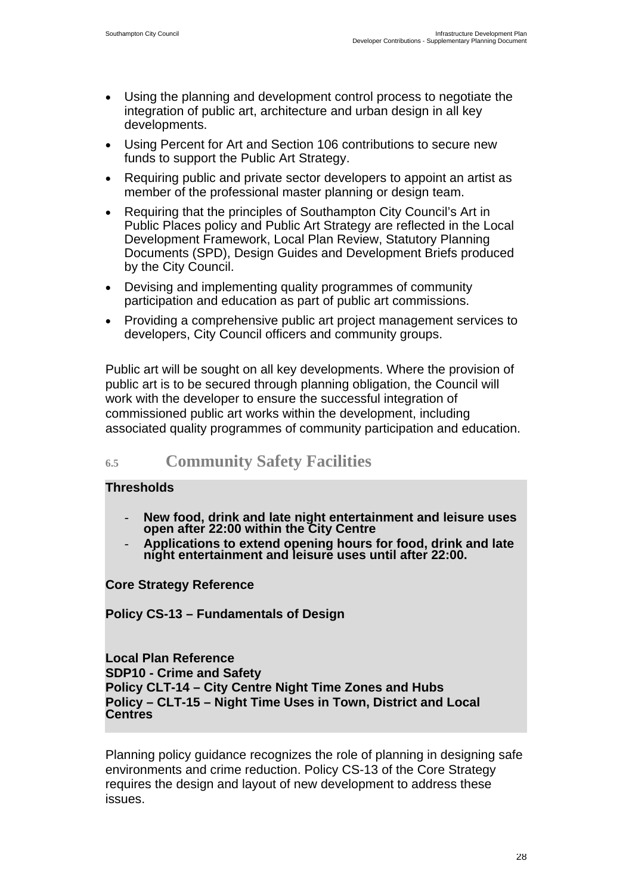- Using the planning and development control process to negotiate the integration of public art, architecture and urban design in all key developments.
- Using Percent for Art and Section 106 contributions to secure new funds to support the Public Art Strategy.
- Requiring public and private sector developers to appoint an artist as member of the professional master planning or design team.
- Requiring that the principles of Southampton City Council's Art in Public Places policy and Public Art Strategy are reflected in the Local Development Framework, Local Plan Review, Statutory Planning Documents (SPD), Design Guides and Development Briefs produced by the City Council.
- Devising and implementing quality programmes of community participation and education as part of public art commissions.
- Providing a comprehensive public art project management services to developers, City Council officers and community groups.

Public art will be sought on all key developments. Where the provision of public art is to be secured through planning obligation, the Council will work with the developer to ensure the successful integration of commissioned public art works within the development, including associated quality programmes of community participation and education.

## 6.5 Community Safety Facilities

**Thresholds**

- **New food, drink and late night entertainment and leisure uses open after 22:00 within the City Centre**
- **Applications to extend opening hours for food, drink and late night entertainment and leisure uses until after 22:00.**

**Core Strategy Reference**

**Policy CS-13 – Fundamentals of Design**

**Local Plan Reference**
**SDP10 - Crime and Safety**
**Policy CLT-14 – City Centre Night Time Zones and Hubs**
**Policy – CLT-15 – Night Time Uses in Town, District and Local Centres**

Planning policy guidance recognizes the role of planning in designing safe environments and crime reduction. Policy CS-13 of the Core Strategy requires the design and layout of new development to address these issues.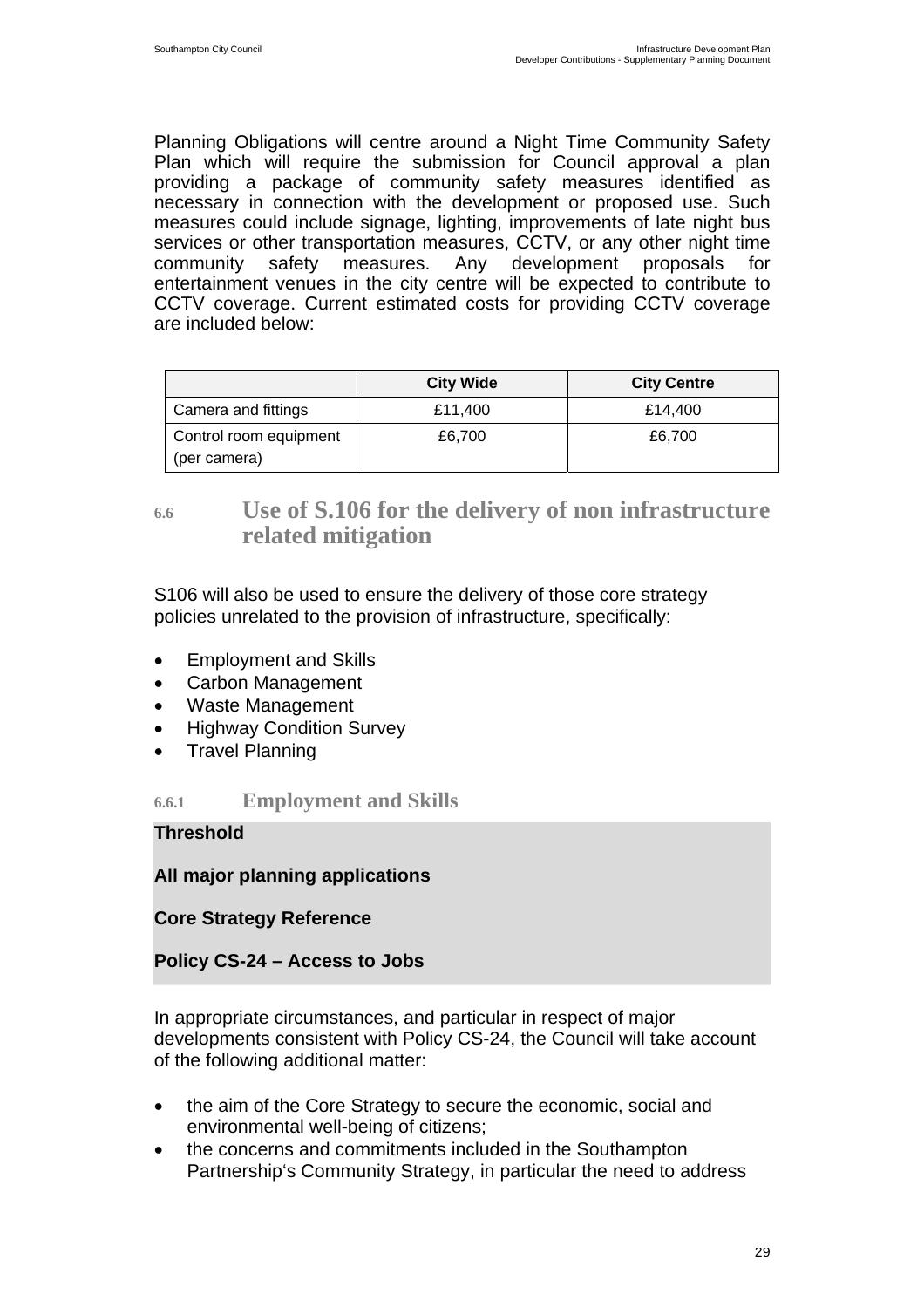Planning Obligations will centre around a Night Time Community Safety Plan which will require the submission for Council approval a plan providing a package of community safety measures identified as necessary in connection with the development or proposed use. Such measures could include signage, lighting, improvements of late night bus services or other transportation measures, CCTV, or any other night time community safety measures. Any development proposals for entertainment venues in the city centre will be expected to contribute to CCTV coverage. Current estimated costs for providing CCTV coverage are included below:

| | City Wide | City Centre |
|---|---|---|
| Camera and fittings | £11,400 | £14,400 |
| Control room equipment (per camera) | £6,700 | £6,700 |

## 6.6 Use of S.106 for the delivery of non infrastructure related mitigation

S106 will also be used to ensure the delivery of those core strategy policies unrelated to the provision of infrastructure, specifically:

- Employment and Skills
- Carbon Management
- Waste Management
- Highway Condition Survey
- Travel Planning

### 6.6.1 Employment and Skills

**Threshold**

**All major planning applications**

**Core Strategy Reference**

**Policy CS-24 – Access to Jobs**

In appropriate circumstances, and particular in respect of major developments consistent with Policy CS-24, the Council will take account of the following additional matter:

- the aim of the Core Strategy to secure the economic, social and environmental well-being of citizens;
- the concerns and commitments included in the Southampton Partnership's Community Strategy, in particular the need to address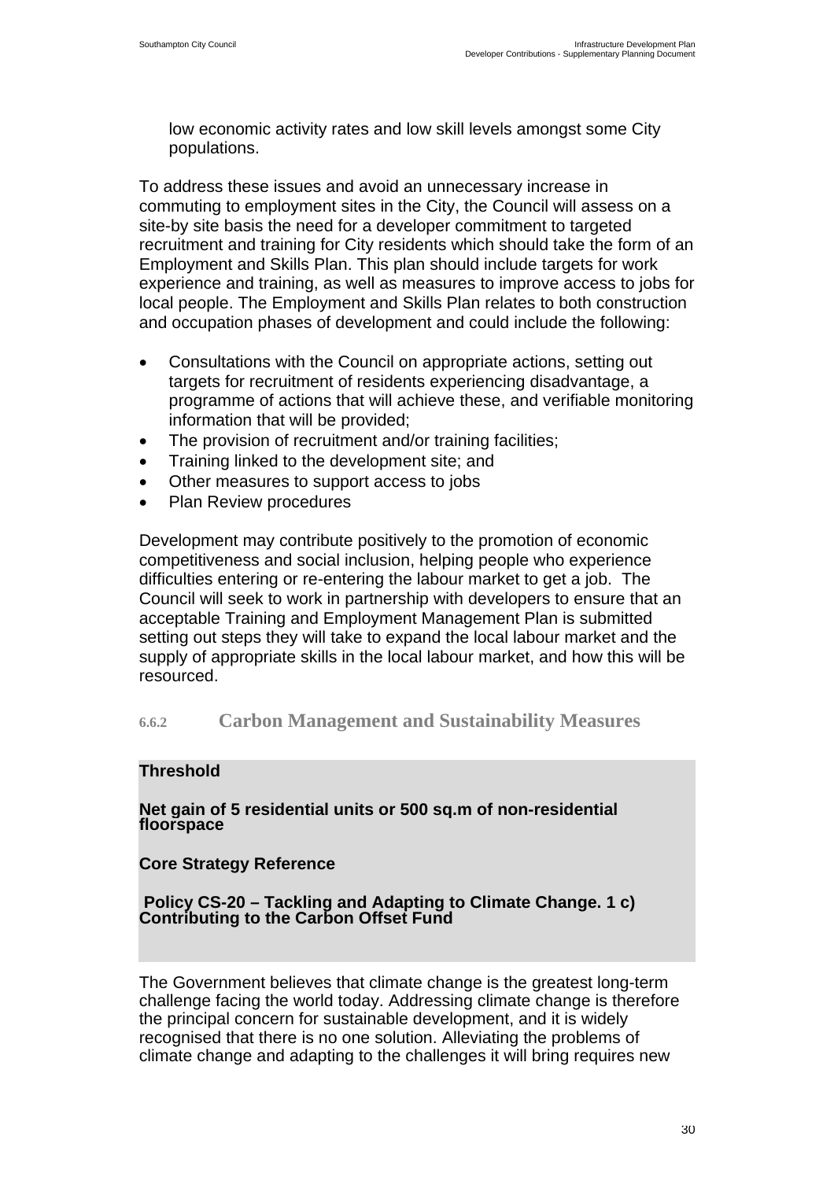low economic activity rates and low skill levels amongst some City populations.

To address these issues and avoid an unnecessary increase in commuting to employment sites in the City, the Council will assess on a site-by site basis the need for a developer commitment to targeted recruitment and training for City residents which should take the form of an Employment and Skills Plan. This plan should include targets for work experience and training, as well as measures to improve access to jobs for local people. The Employment and Skills Plan relates to both construction and occupation phases of development and could include the following:

- Consultations with the Council on appropriate actions, setting out targets for recruitment of residents experiencing disadvantage, a programme of actions that will achieve these, and verifiable monitoring information that will be provided;
- The provision of recruitment and/or training facilities;
- Training linked to the development site; and
- Other measures to support access to jobs
- Plan Review procedures

Development may contribute positively to the promotion of economic competitiveness and social inclusion, helping people who experience difficulties entering or re-entering the labour market to get a job. The Council will seek to work in partnership with developers to ensure that an acceptable Training and Employment Management Plan is submitted setting out steps they will take to expand the local labour market and the supply of appropriate skills in the local labour market, and how this will be resourced.

### 6.6.2 Carbon Management and Sustainability Measures

**Threshold**

**Net gain of 5 residential units or 500 sq.m of non-residential floorspace**

**Core Strategy Reference**

**Policy CS-20 – Tackling and Adapting to Climate Change. 1 c) Contributing to the Carbon Offset Fund**

The Government believes that climate change is the greatest long-term challenge facing the world today. Addressing climate change is therefore the principal concern for sustainable development, and it is widely recognised that there is no one solution. Alleviating the problems of climate change and adapting to the challenges it will bring requires new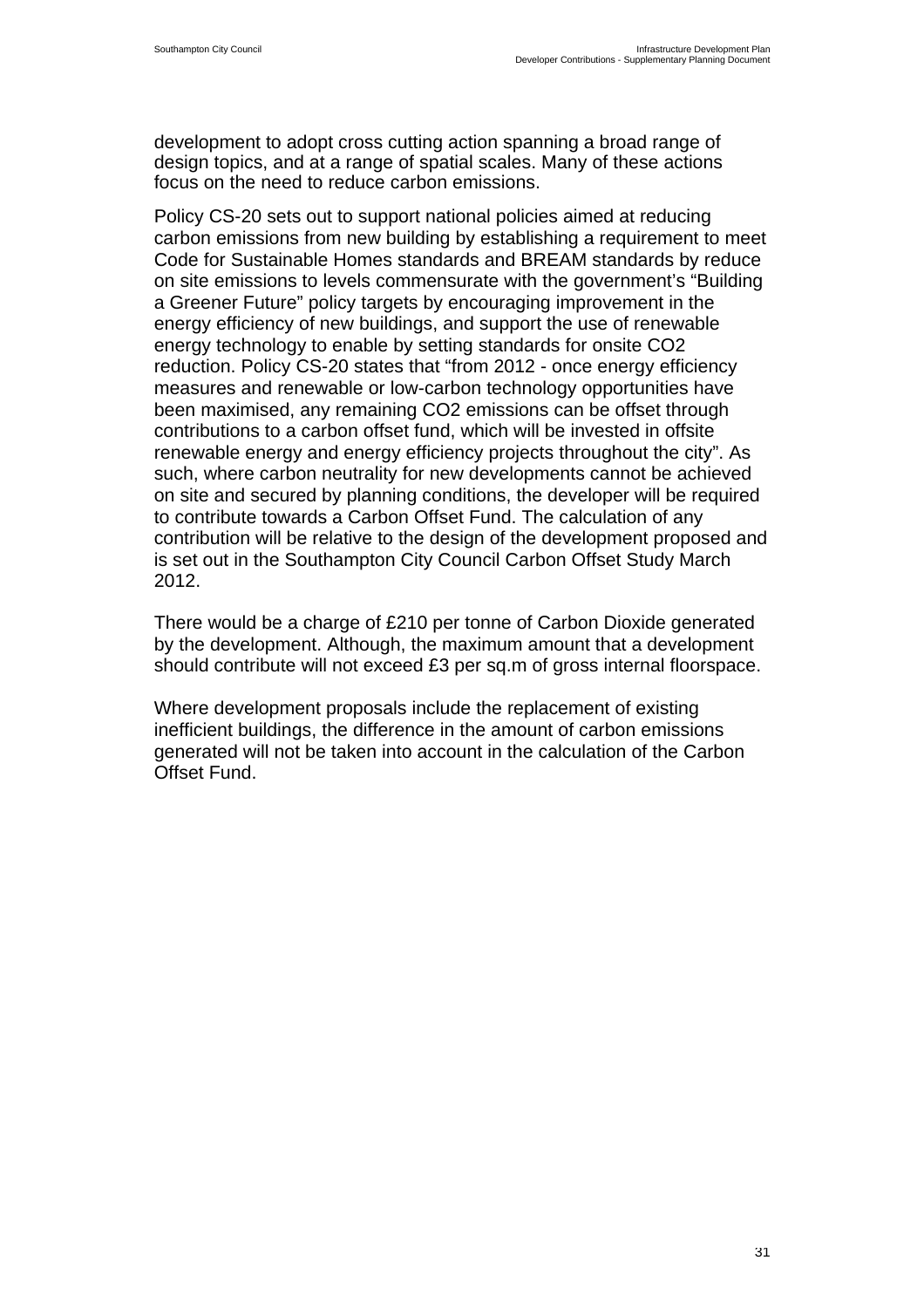development to adopt cross cutting action spanning a broad range of design topics, and at a range of spatial scales. Many of these actions focus on the need to reduce carbon emissions.

Policy CS-20 sets out to support national policies aimed at reducing carbon emissions from new building by establishing a requirement to meet Code for Sustainable Homes standards and BREAM standards by reduce on site emissions to levels commensurate with the government's "Building a Greener Future" policy targets by encouraging improvement in the energy efficiency of new buildings, and support the use of renewable energy technology to enable by setting standards for onsite $CO_2$ reduction. Policy CS-20 states that "from 2012 - once energy efficiency measures and renewable or low-carbon technology opportunities have been maximised, any remaining $CO_2$ emissions can be offset through contributions to a carbon offset fund, which will be invested in offsite renewable energy and energy efficiency projects throughout the city". As such, where carbon neutrality for new developments cannot be achieved on site and secured by planning conditions, the developer will be required to contribute towards a Carbon Offset Fund. The calculation of any contribution will be relative to the design of the development proposed and is set out in the Southampton City Council Carbon Offset Study March 2012.

There would be a charge of £210 per tonne of Carbon Dioxide generated by the development. Although, the maximum amount that a development should contribute will not exceed £3 per sq.m of gross internal floorspace.

Where development proposals include the replacement of existing inefficient buildings, the difference in the amount of carbon emissions generated will not be taken into account in the calculation of the Carbon Offset Fund.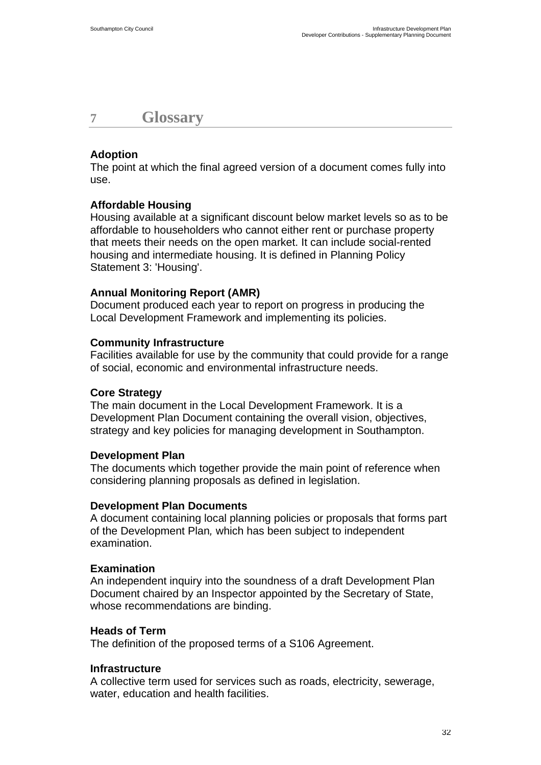# 7 Glossary

**Adoption**
The point at which the final agreed version of a document comes fully into use.

**Affordable Housing**
Housing available at a significant discount below market levels so as to be affordable to householders who cannot either rent or purchase property that meets their needs on the open market. It can include social-rented housing and intermediate housing. It is defined in Planning Policy Statement 3: 'Housing'.

**Annual Monitoring Report (AMR)**
Document produced each year to report on progress in producing the Local Development Framework and implementing its policies.

**Community Infrastructure**
Facilities available for use by the community that could provide for a range of social, economic and environmental infrastructure needs.

**Core Strategy**
The main document in the Local Development Framework. It is a Development Plan Document containing the overall vision, objectives, strategy and key policies for managing development in Southampton.

**Development Plan**
The documents which together provide the main point of reference when considering planning proposals as defined in legislation.

**Development Plan Documents**
A document containing local planning policies or proposals that forms part of the Development Plan*,* which has been subject to independent examination.

**Examination**
An independent inquiry into the soundness of a draft Development Plan Document chaired by an Inspector appointed by the Secretary of State, whose recommendations are binding.

**Heads of Term**
The definition of the proposed terms of a S106 Agreement.

**Infrastructure**
A collective term used for services such as roads, electricity, sewerage, water, education and health facilities.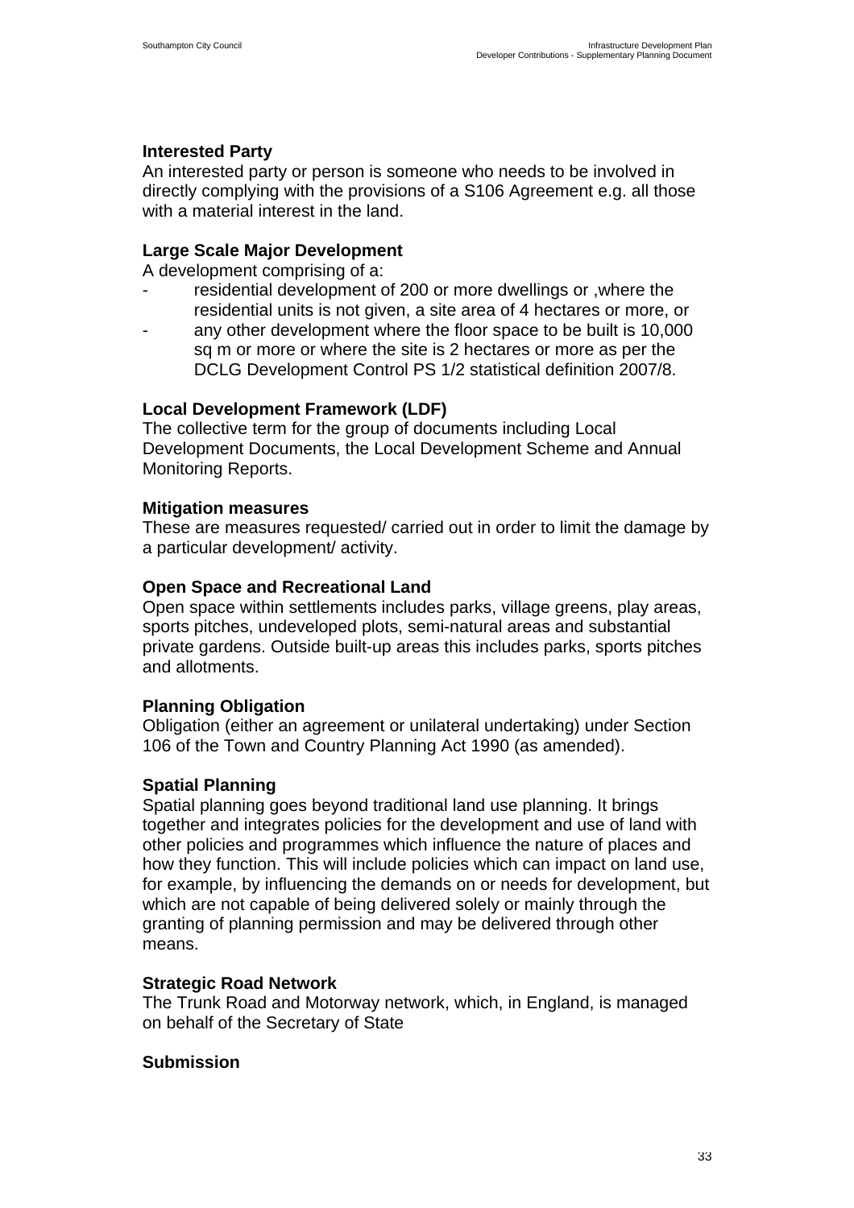**Interested Party**
An interested party or person is someone who needs to be involved in directly complying with the provisions of a S106 Agreement e.g. all those with a material interest in the land.

**Large Scale Major Development**
A development comprising of a:

- residential development of 200 or more dwellings or ,where the residential units is not given, a site area of 4 hectares or more, or
- any other development where the floor space to be built is 10,000 sq m or more or where the site is 2 hectares or more as per the DCLG Development Control PS 1/2 statistical definition 2007/8.

**Local Development Framework (LDF)**
The collective term for the group of documents including Local Development Documents, the Local Development Scheme and Annual Monitoring Reports.

**Mitigation measures**
These are measures requested/ carried out in order to limit the damage by a particular development/ activity.

**Open Space and Recreational Land**
Open space within settlements includes parks, village greens, play areas, sports pitches, undeveloped plots, semi-natural areas and substantial private gardens. Outside built-up areas this includes parks, sports pitches and allotments.

**Planning Obligation**
Obligation (either an agreement or unilateral undertaking) under Section 106 of the Town and Country Planning Act 1990 (as amended).

**Spatial Planning**
Spatial planning goes beyond traditional land use planning. It brings together and integrates policies for the development and use of land with other policies and programmes which influence the nature of places and how they function. This will include policies which can impact on land use, for example, by influencing the demands on or needs for development, but which are not capable of being delivered solely or mainly through the granting of planning permission and may be delivered through other means.

**Strategic Road Network**
The Trunk Road and Motorway network, which, in England, is managed on behalf of the Secretary of State

**Submission**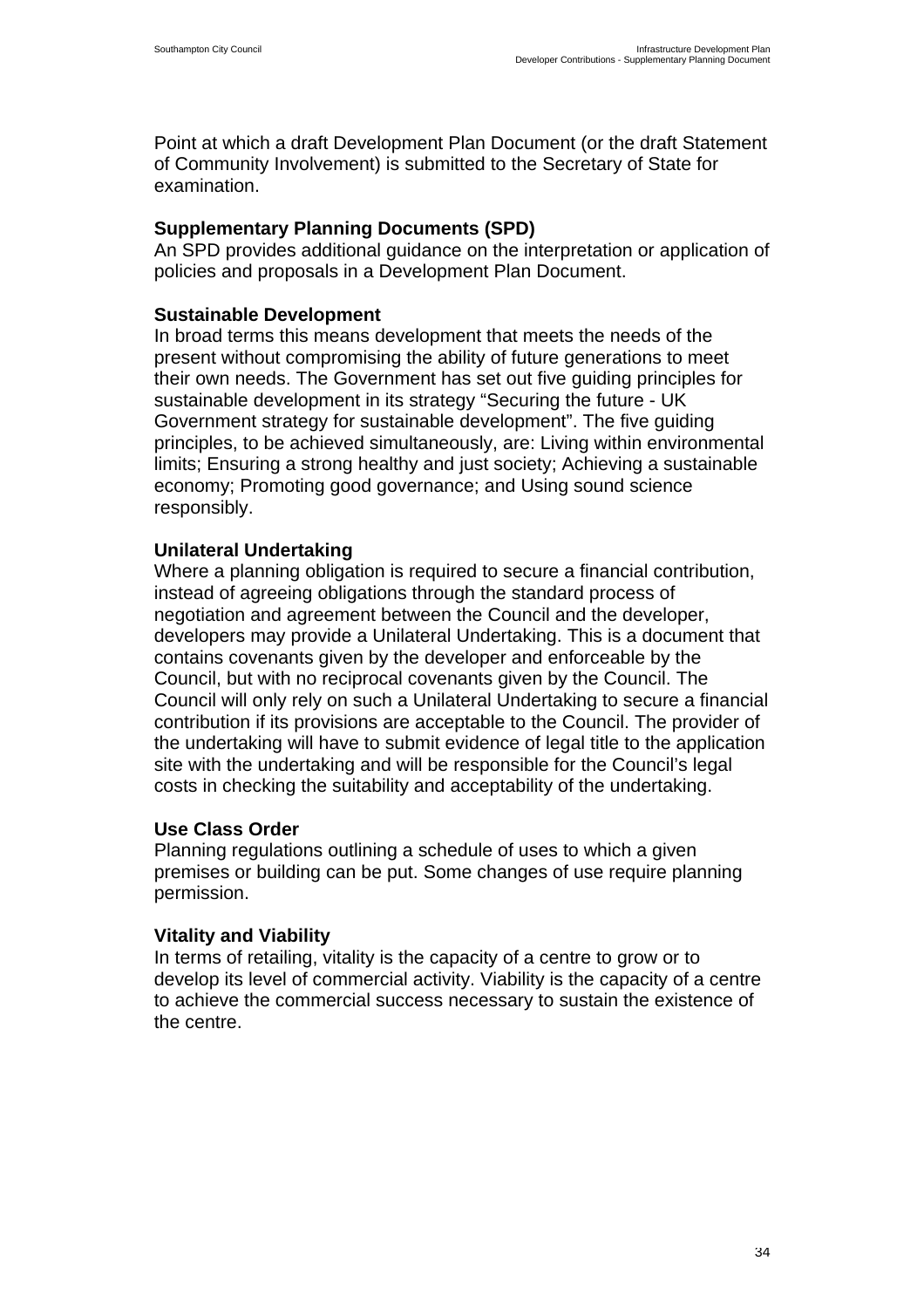Point at which a draft Development Plan Document (or the draft Statement of Community Involvement) is submitted to the Secretary of State for examination.

**Supplementary Planning Documents (SPD)**
An SPD provides additional guidance on the interpretation or application of policies and proposals in a Development Plan Document.

**Sustainable Development**
In broad terms this means development that meets the needs of the present without compromising the ability of future generations to meet their own needs. The Government has set out five guiding principles for sustainable development in its strategy "Securing the future - UK Government strategy for sustainable development". The five guiding principles, to be achieved simultaneously, are: Living within environmental limits; Ensuring a strong healthy and just society; Achieving a sustainable economy; Promoting good governance; and Using sound science responsibly.

**Unilateral Undertaking**
Where a planning obligation is required to secure a financial contribution, instead of agreeing obligations through the standard process of negotiation and agreement between the Council and the developer, developers may provide a Unilateral Undertaking. This is a document that contains covenants given by the developer and enforceable by the Council, but with no reciprocal covenants given by the Council. The Council will only rely on such a Unilateral Undertaking to secure a financial contribution if its provisions are acceptable to the Council. The provider of the undertaking will have to submit evidence of legal title to the application site with the undertaking and will be responsible for the Council's legal costs in checking the suitability and acceptability of the undertaking.

**Use Class Order**
Planning regulations outlining a schedule of uses to which a given premises or building can be put. Some changes of use require planning permission.

**Vitality and Viability**
In terms of retailing, vitality is the capacity of a centre to grow or to develop its level of commercial activity. Viability is the capacity of a centre to achieve the commercial success necessary to sustain the existence of the centre.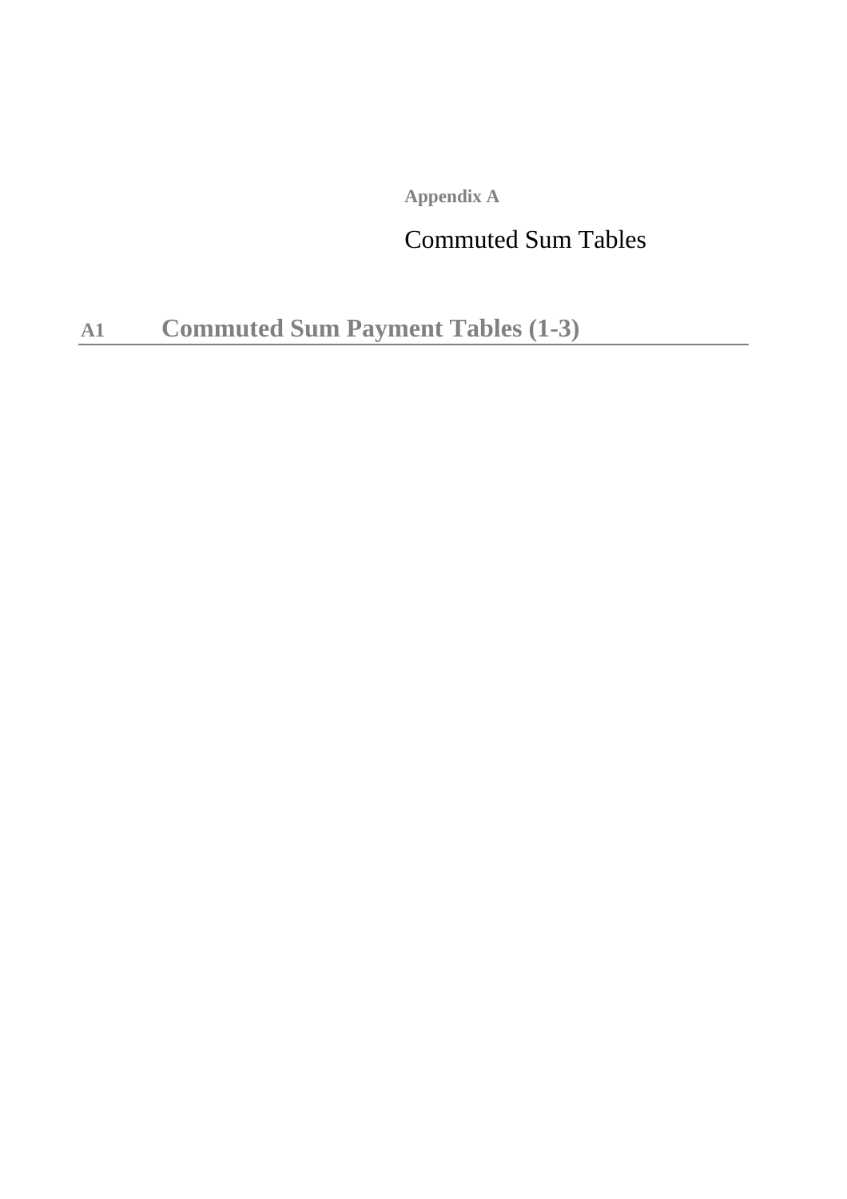**Appendix A**

# Commuted Sum Tables

## A1 Commuted Sum Payment Tables (1-3)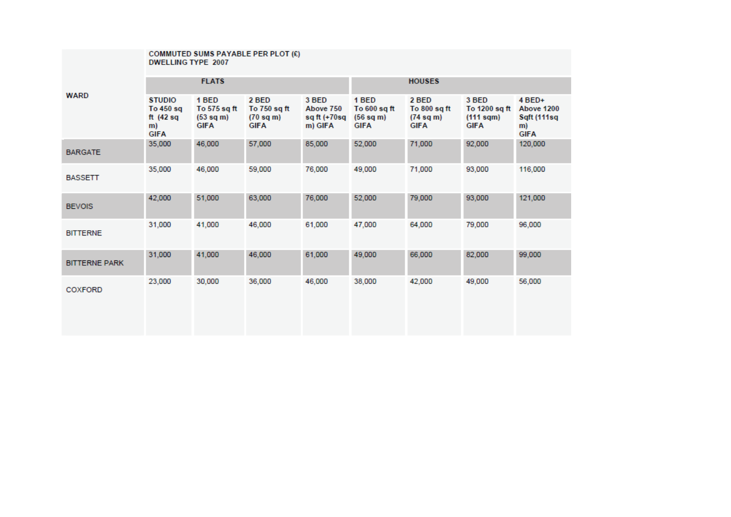| WARD | COMMUTED SUMS PAYABLE PER PLOT (£) DWELLING TYPE 2007 | | | | | | | |
|---|---|---|---|---|---|---|---|---|
| | FLATS | | | | HOUSES | | | |
| | STUDIO To 450 sq ft (42 sq m) GIFA | 1 BED To 575 sq ft (53 sq m) GIFA | 2 BED To 750 sq ft (70 sq m) GIFA | 3 BED Above 750 sq ft (+70sq m) GIFA | 1 BED To 600 sq ft (56 sq m) GIFA | 2 BED To 800 sq ft (74 sq m) GIFA | 3 BED To 1200 sq ft (111 sqm) GIFA | 4 BED+ Above 1200 Sqft (111sq m) GIFA |
| BARGATE | 35,000 | 46,000 | 57,000 | 85,000 | 52,000 | 71,000 | 92,000 | 120,000 |
| BASSETT | 35,000 | 46,000 | 59,000 | 76,000 | 49,000 | 71,000 | 93,000 | 116,000 |
| BEVOIS | 42,000 | 51,000 | 63,000 | 76,000 | 52,000 | 79,000 | 93,000 | 121,000 |
| BITTERNE | 31,000 | 41,000 | 46,000 | 61,000 | 47,000 | 64,000 | 79,000 | 96,000 |
| BITTERNE PARK | 31,000 | 41,000 | 46,000 | 61,000 | 49,000 | 66,000 | 82,000 | 99,000 |
| COXFORD | 23,000 | 30,000 | 36,000 | 46,000 | 38,000 | 42,000 | 49,000 | 56,000 |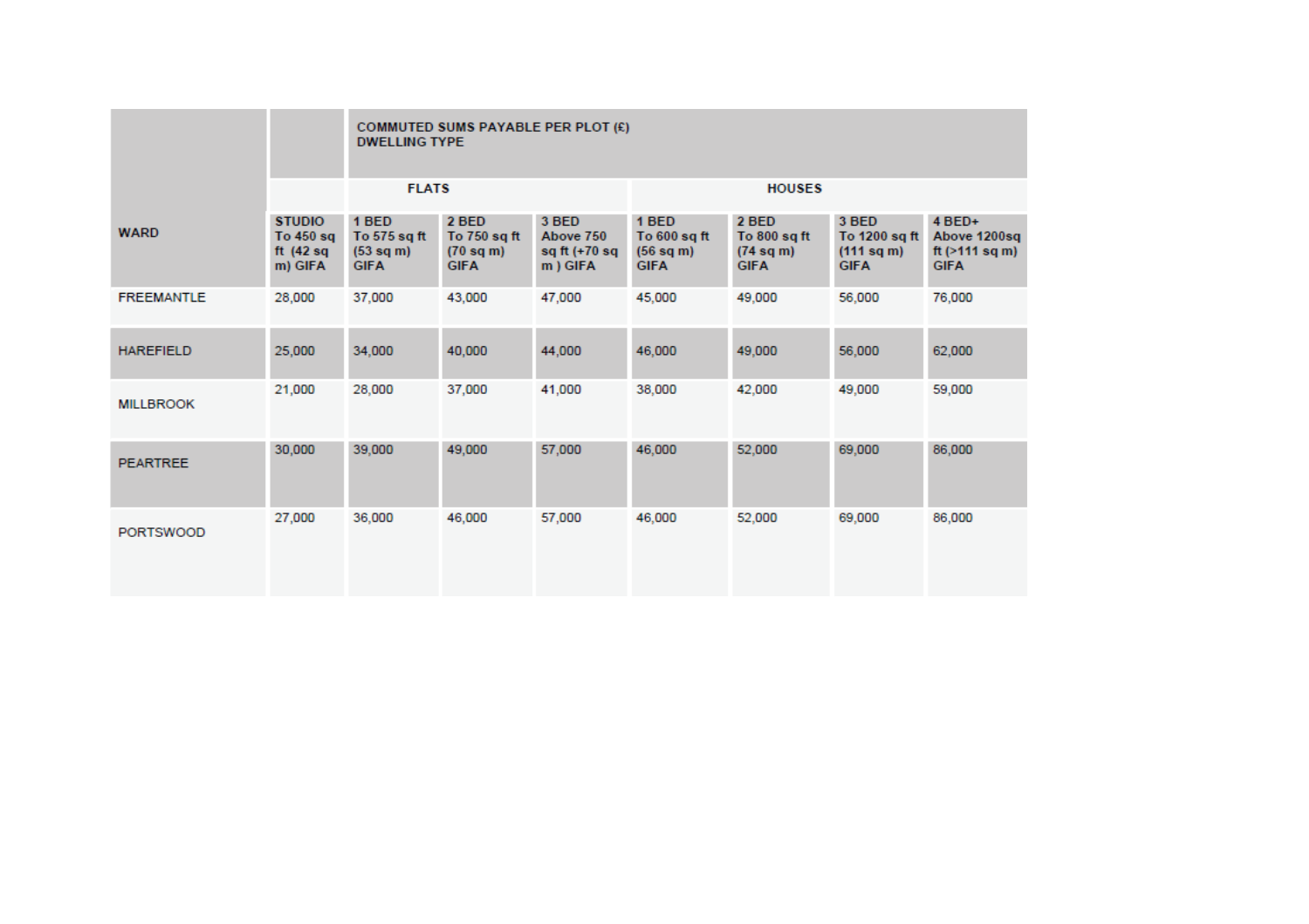| WARD | | COMMUTED SUMS PAYABLE PER PLOT (£) DWELLING TYPE | | | | | | | |
|---|---|---|---|---|---|---|---|---|---|
| | | FLATS | | | | HOUSES | | | |
| | STUDIO To 450 sq ft (42 sq m) GIFA | 1 BED To 575 sq ft (53 sq m) GIFA | 2 BED To 750 sq ft (70 sq m) GIFA | 3 BED Above 750 sq ft (+70 sq m ) GIFA | | 1 BED To 600 sq ft (56 sq m) GIFA | 2 BED To 800 sq ft (74 sq m) GIFA | 3 BED To 1200 sq ft (111 sq m) GIFA | 4 BED+ Above 1200sq ft (>111 sq m) GIFA |
| FREEMANTLE | 28,000 | 37,000 | 43,000 | 47,000 | | 45,000 | 49,000 | 56,000 | 76,000 |
| HAREFIELD | 25,000 | 34,000 | 40,000 | 44,000 | | 46,000 | 49,000 | 56,000 | 62,000 |
| MILLBROOK | 21,000 | 28,000 | 37,000 | 41,000 | | 38,000 | 42,000 | 49,000 | 59,000 |
| PEARTREE | 30,000 | 39,000 | 49,000 | 57,000 | | 46,000 | 52,000 | 69,000 | 86,000 |
| PORTSWOOD | 27,000 | 36,000 | 46,000 | 57,000 | | 46,000 | 52,000 | 69,000 | 86,000 |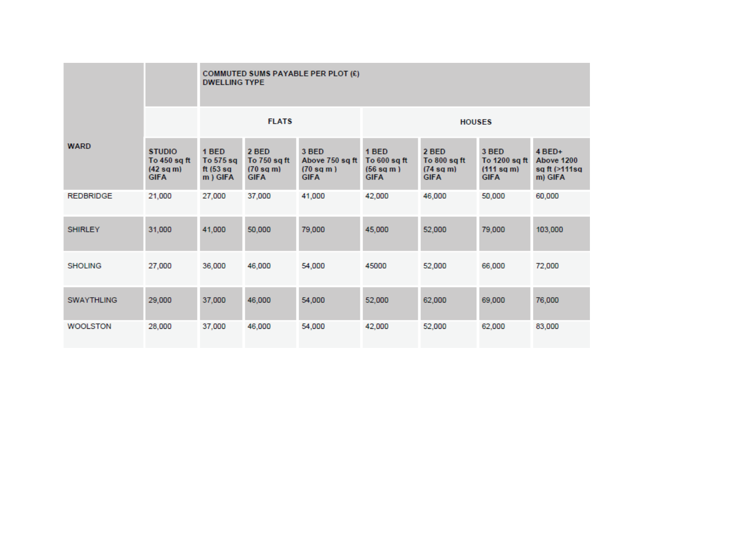| WARD | | COMMUTED SUMS PAYABLE PER PLOT (£) DWELLING TYPE | | | | | | | |
|---|---|---|---|---|---|---|---|---|---|
| | | FLATS | | | | HOUSES | | | |
| | STUDIO To 450 sq ft (42 sq m) GIFA | 1 BED To 575 sq ft (53 sq m ) GIFA | 2 BED To 750 sq ft (70 sq m) GIFA | 3 BED Above 750 sq ft (70 sq m ) GIFA | 1 BED To 600 sq ft (56 sq m ) GIFA | 2 BED To 800 sq ft (74 sq m) GIFA | 3 BED To 1200 sq ft (111 sq m) GIFA | 4 BED+ Above 1200 sq ft (>111sq m) GIFA |
| REDBRIDGE | 21,000 | 27,000 | 37,000 | 41,000 | 42,000 | 46,000 | 50,000 | 60,000 |
| SHIRLEY | 31,000 | 41,000 | 50,000 | 79,000 | 45,000 | 52,000 | 79,000 | 103,000 |
| SHOLING | 27,000 | 36,000 | 46,000 | 54,000 | 45000 | 52,000 | 66,000 | 72,000 |
| SWAYTHLING | 29,000 | 37,000 | 46,000 | 54,000 | 52,000 | 62,000 | 69,000 | 76,000 |
| WOOLSTON | 28,000 | 37,000 | 46,000 | 54,000 | 42,000 | 52,000 | 62,000 | 83,000 |